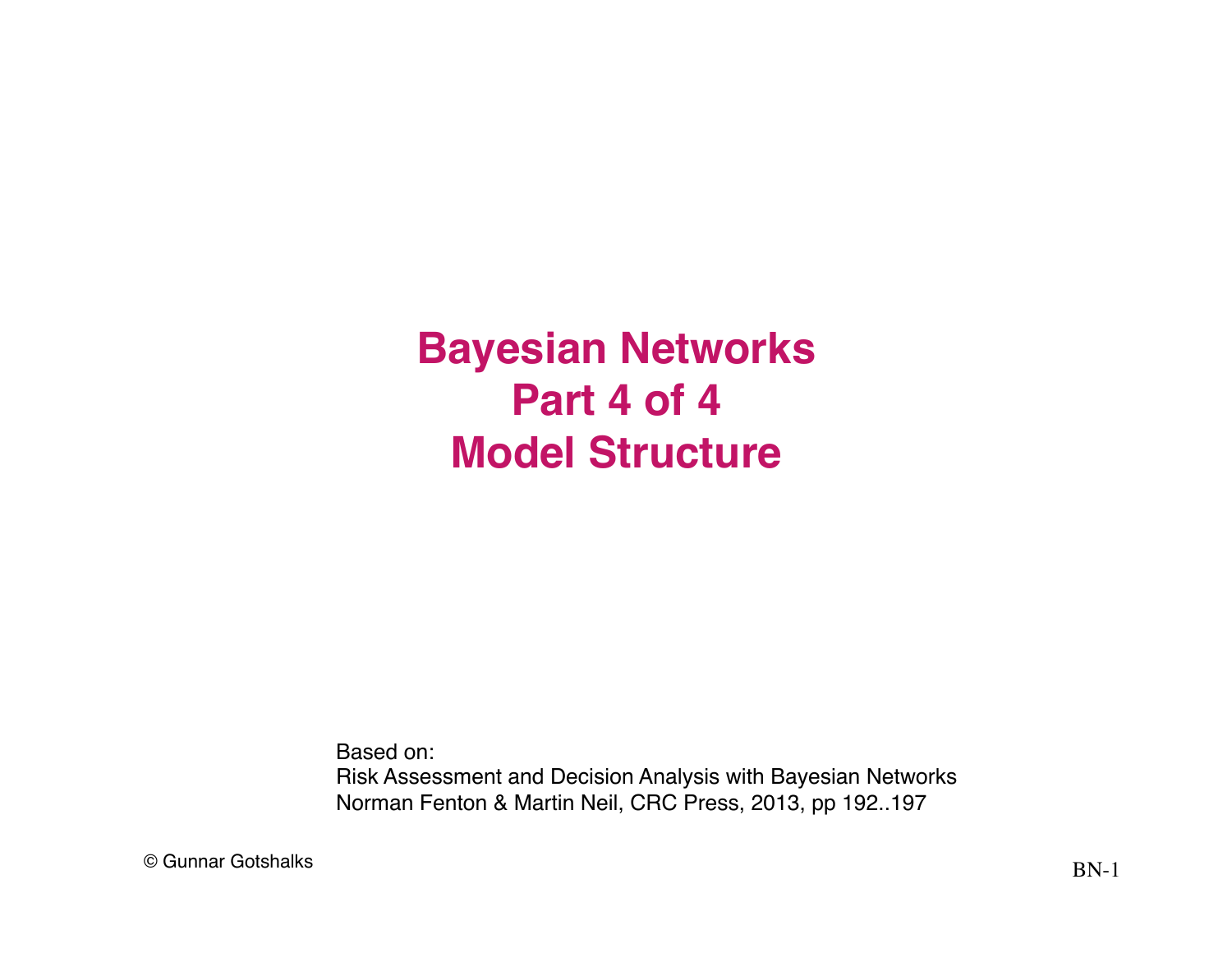# Bayesian Networks
# Part 4 of 4
# Model Structure

Based on:
Risk Assessment and Decision Analysis with Bayesian Networks
Norman Fenton & Martin Neil, CRC Press, 2013, pp 192..197

© Gunnar Gotshalks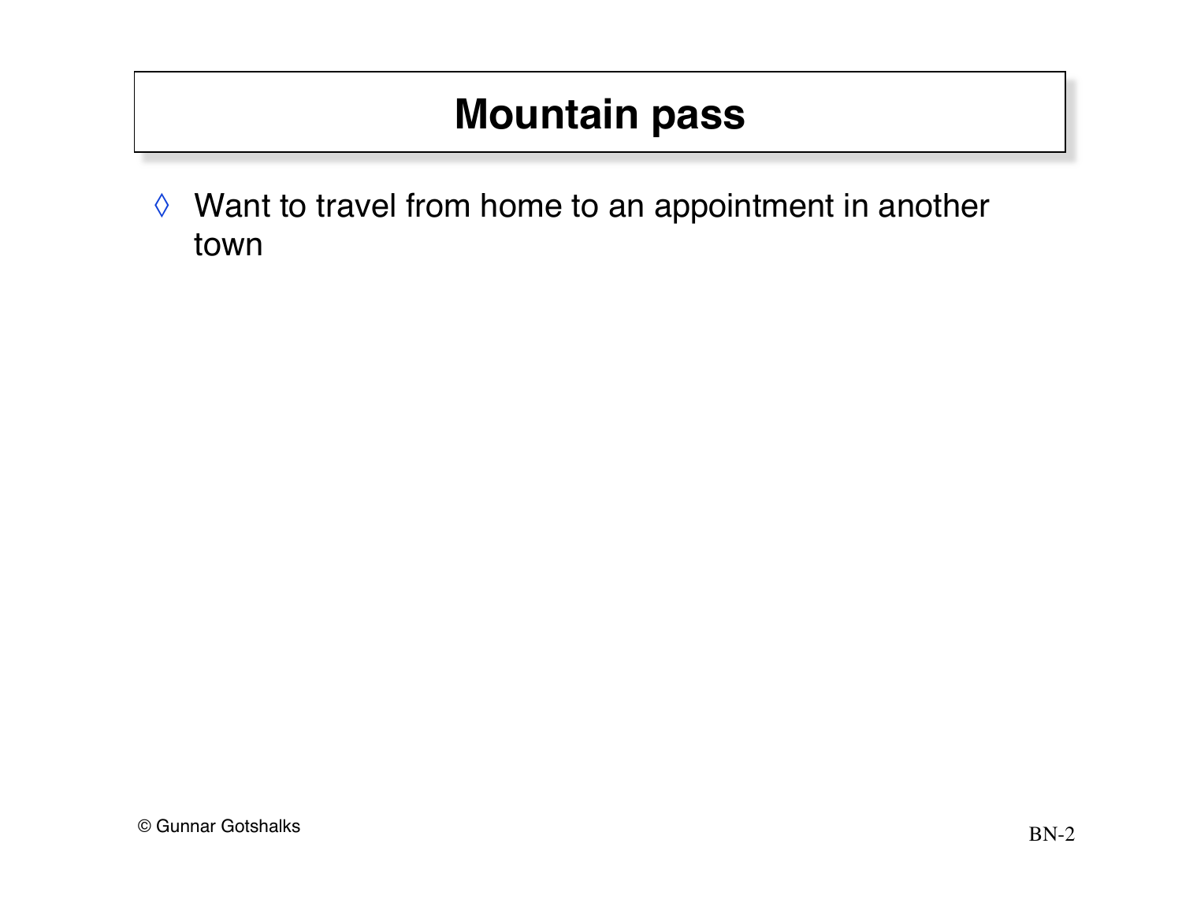# Mountain pass

- Want to travel from home to an appointment in another town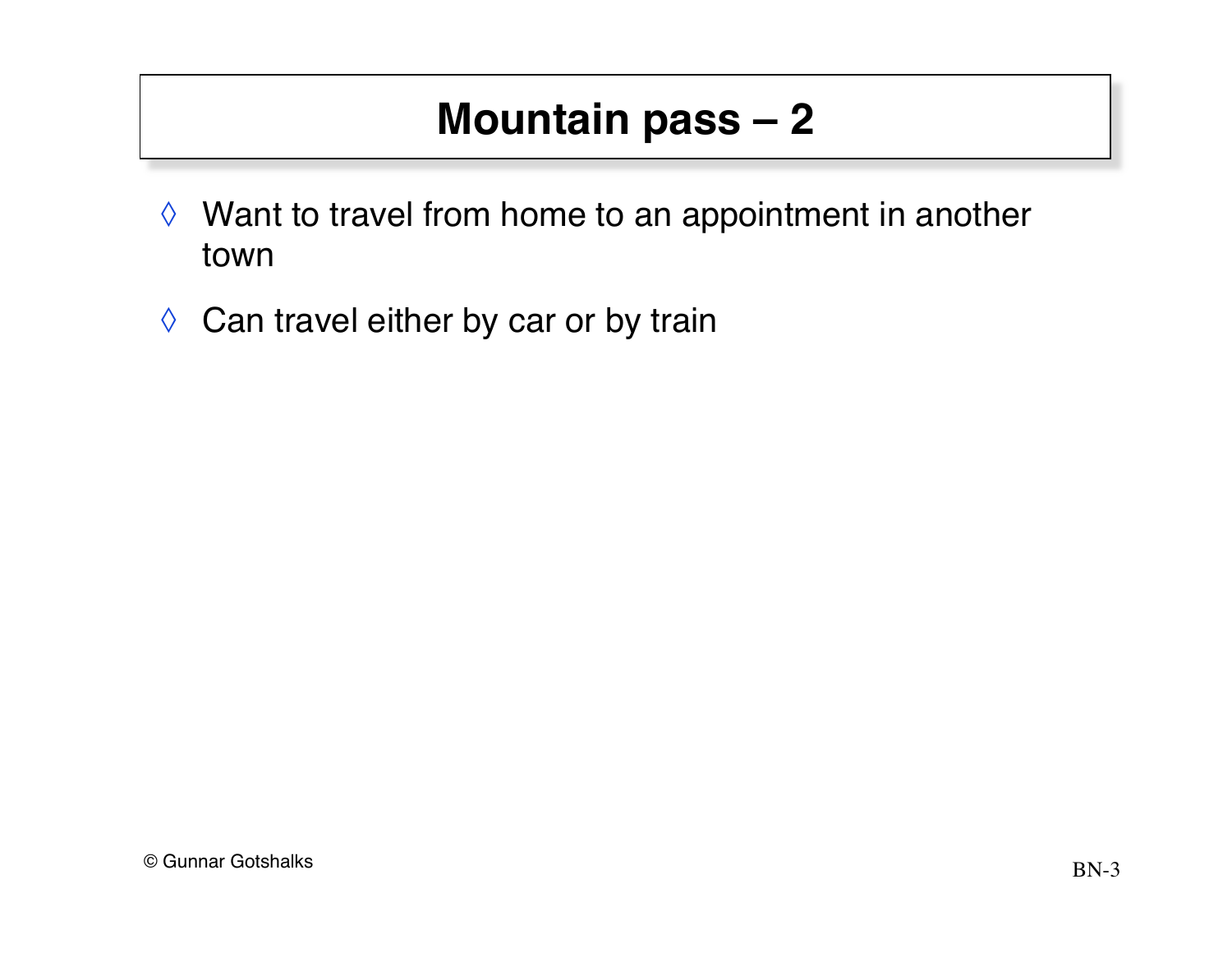# Mountain pass – 2

- Want to travel from home to an appointment in another town
- Can travel either by car or by train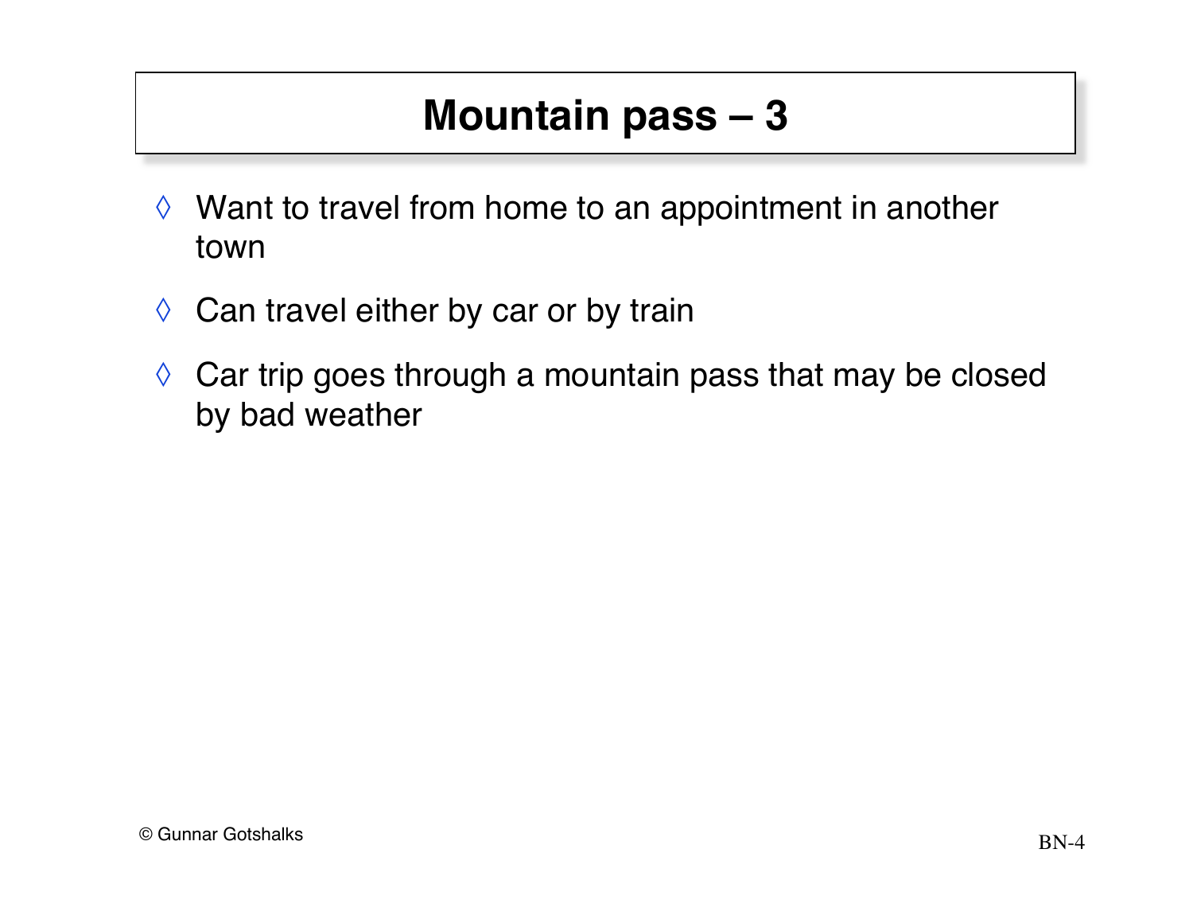# Mountain pass – 3

- Want to travel from home to an appointment in another town
- Can travel either by car or by train
- Car trip goes through a mountain pass that may be closed by bad weather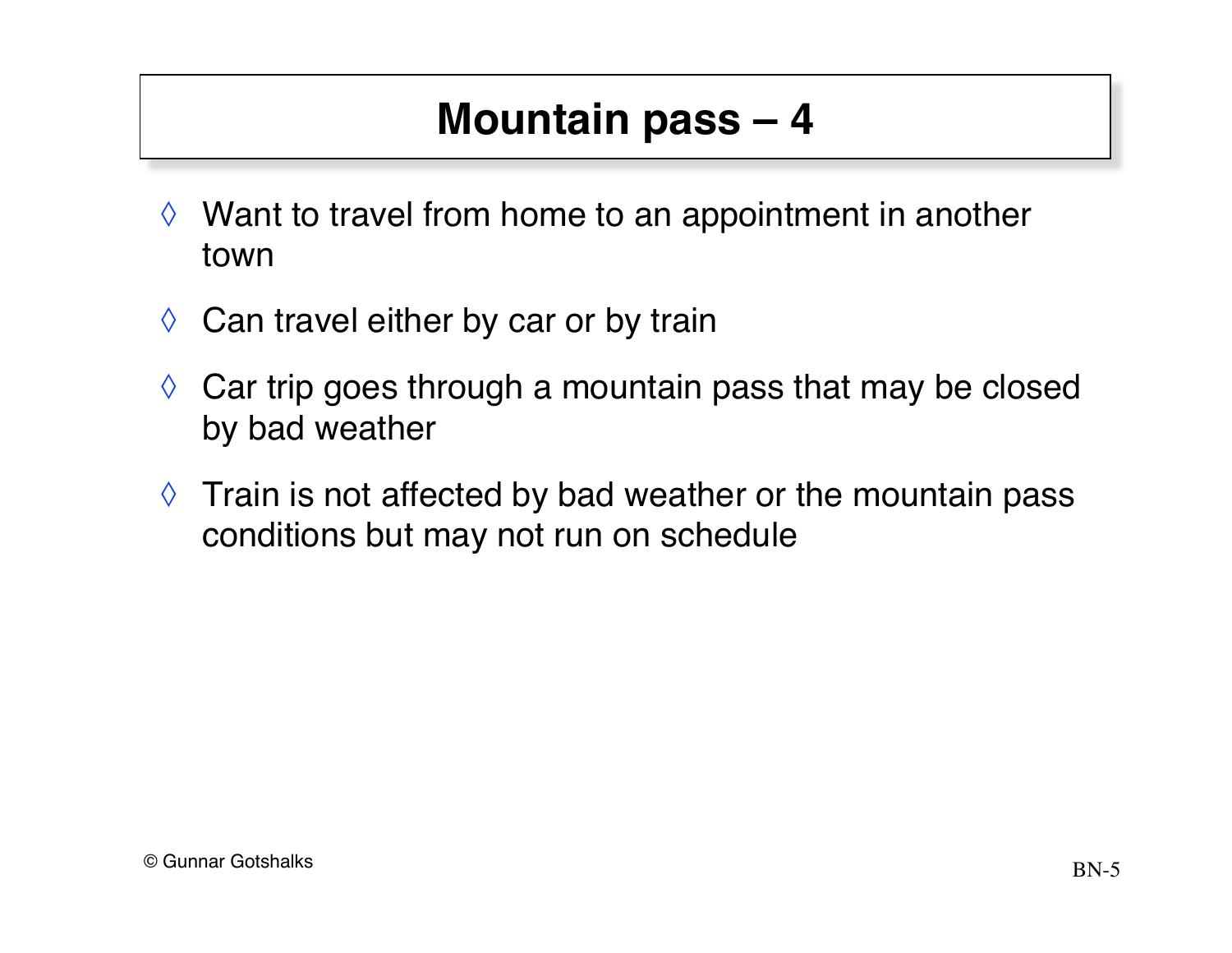# Mountain pass – 4

- Want to travel from home to an appointment in another town
- Can travel either by car or by train
- Car trip goes through a mountain pass that may be closed by bad weather
- Train is not affected by bad weather or the mountain pass conditions but may not run on schedule

© Gunnar Gotshalks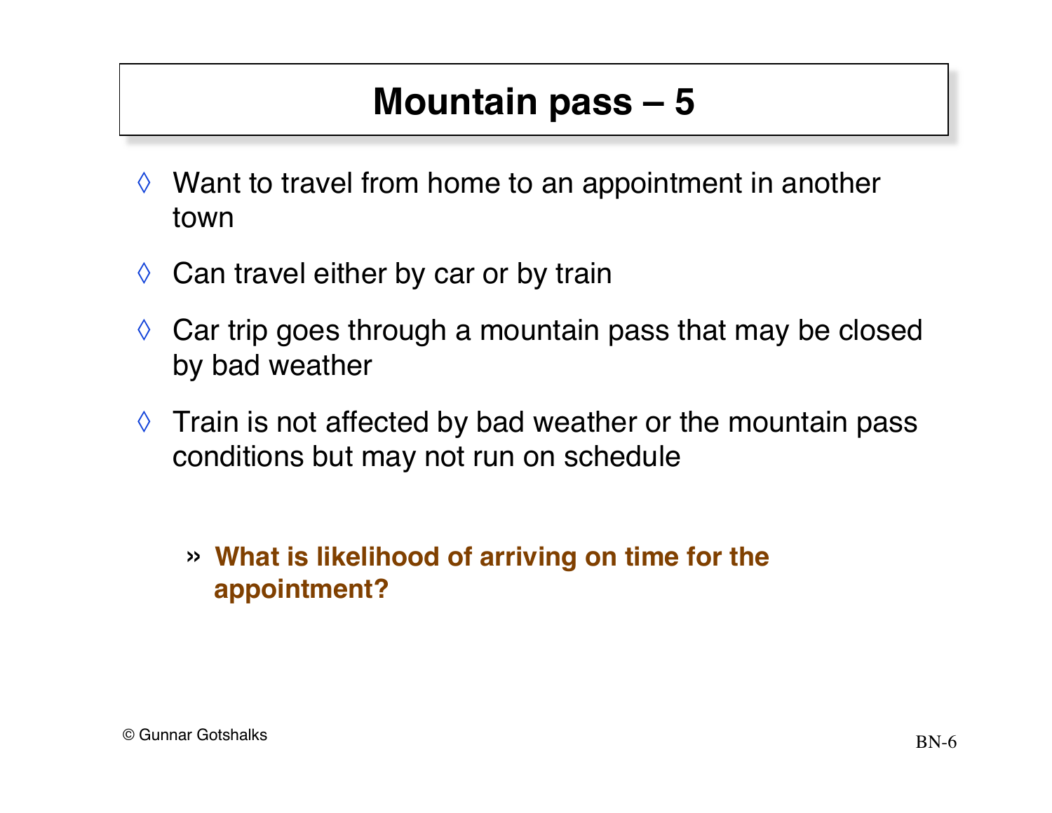# Mountain pass – 5

- Want to travel from home to an appointment in another town
- Can travel either by car or by train
- Car trip goes through a mountain pass that may be closed by bad weather
- Train is not affected by bad weather or the mountain pass conditions but may not run on schedule

  - **What is likelihood of arriving on time for the appointment?**

© Gunnar Gotshalks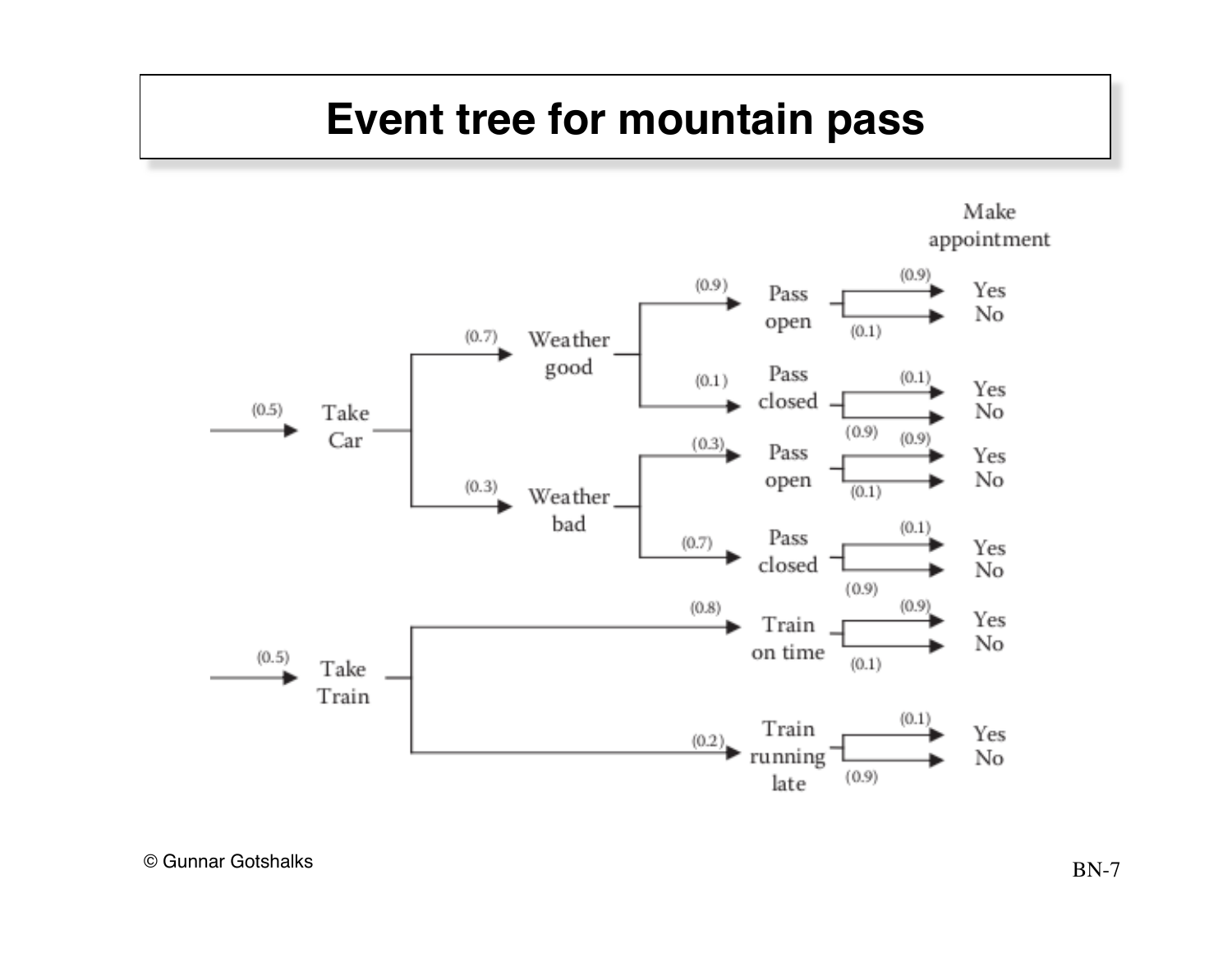# Event tree for mountain pass

Make appointment

- (0.5) Take Car
  - (0.7) Weather good
    - (0.9) Pass open
      - (0.9) Yes
      - (0.1) No
    - (0.1) Pass closed
      - (0.1) Yes
      - (0.9) No
  - (0.3) Weather bad
    - (0.3) Pass open
      - (0.9) Yes
      - (0.1) No
    - (0.7) Pass closed
      - (0.1) Yes
      - (0.9) No
- (0.5) Take Train
  - (0.8) Train on time
    - (0.9) Yes
    - (0.1) No
  - (0.2) Train running late
    - (0.1) Yes
    - (0.9) No

© Gunnar Gotshalks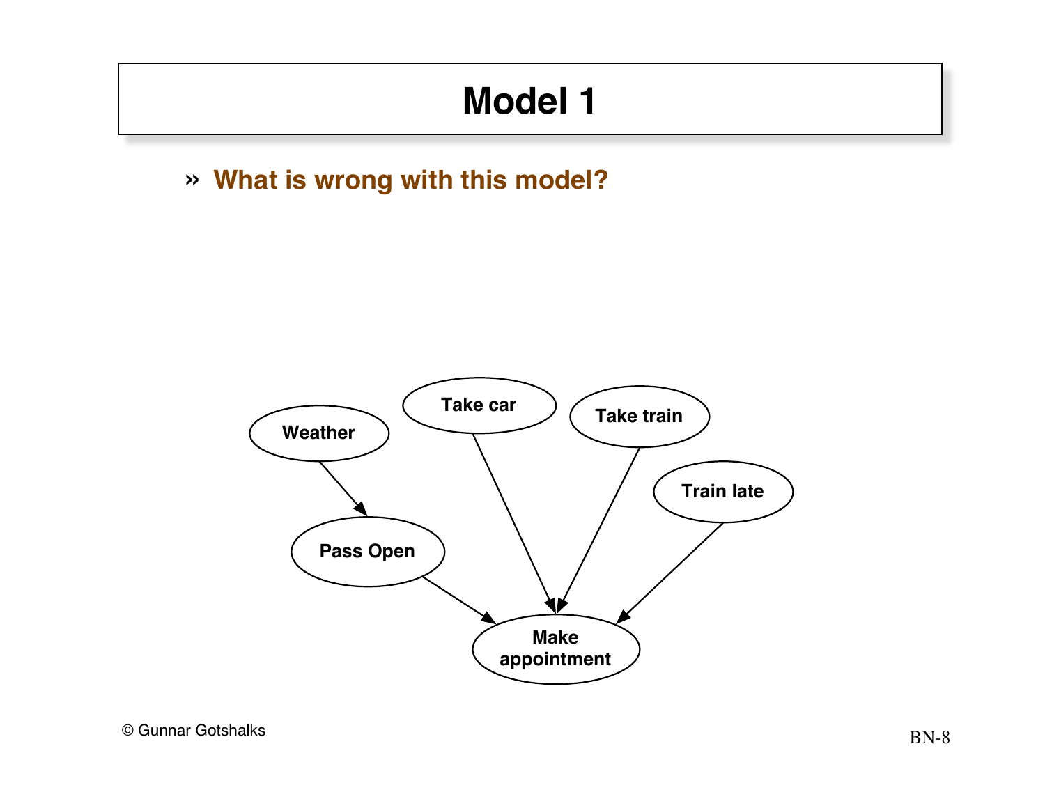# Model 1

» **What is wrong with this model?**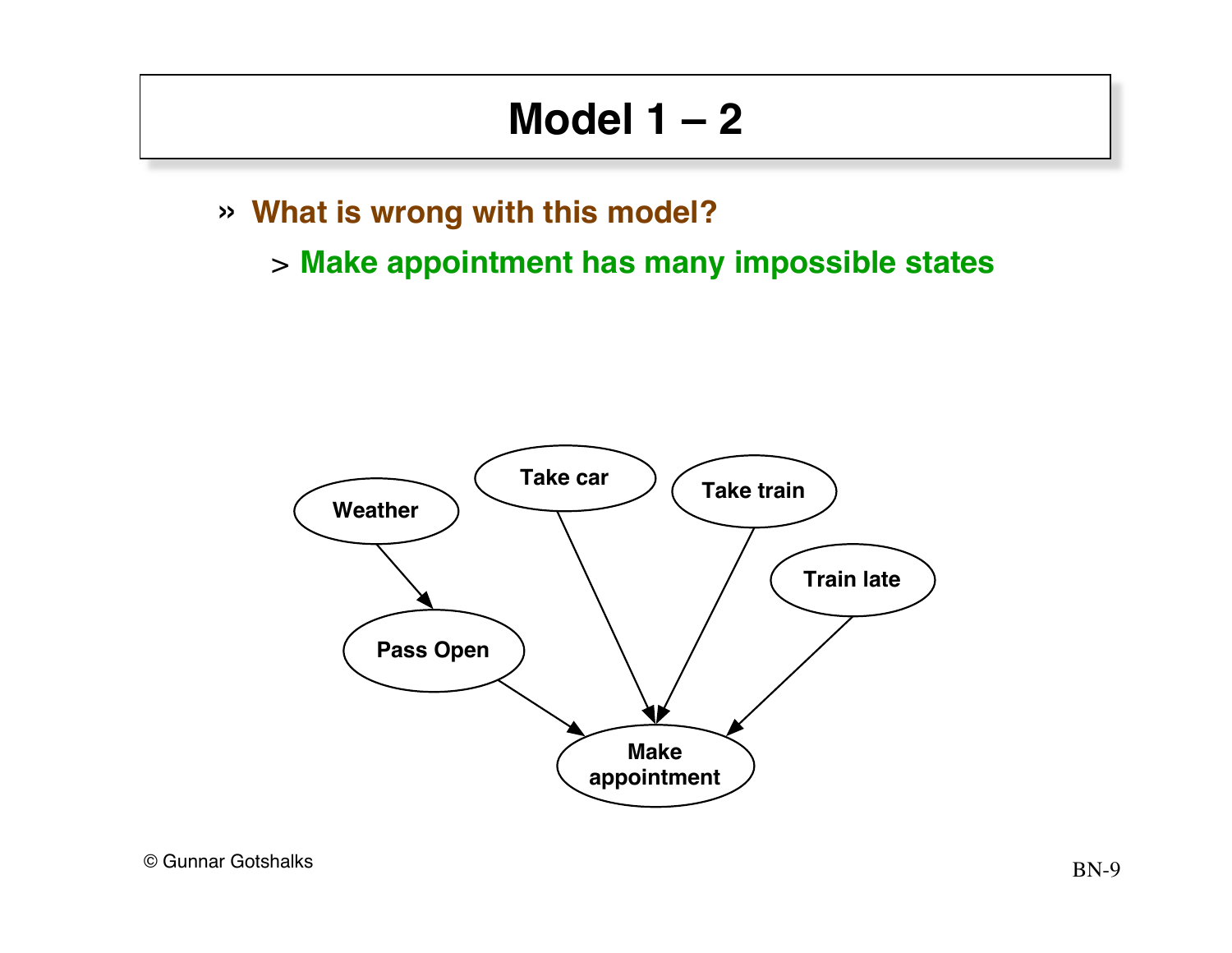# Model 1 – 2

- What is wrong with this model?
  - Make appointment has many impossible states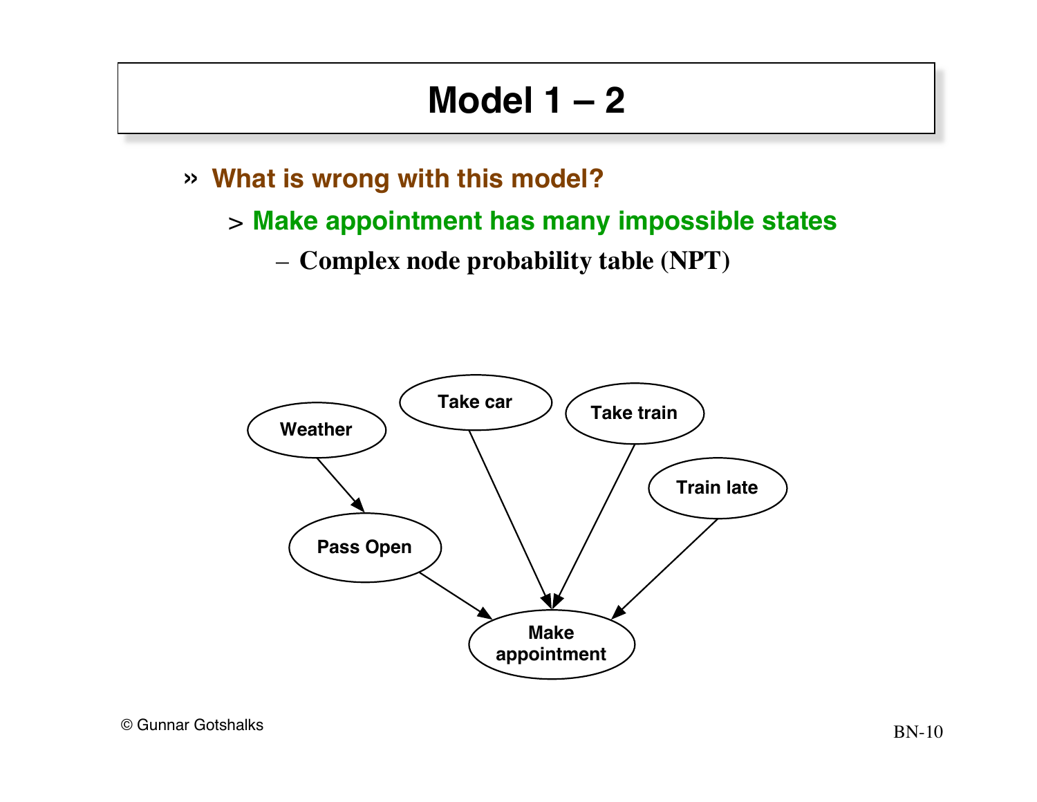# Model 1 – 2

- What is wrong with this model?
  - Make appointment has many impossible states
    - Complex node probability table (NPT)

Weather

Take car

Take train

Train late

Pass Open

Make appointment

© Gunnar Gotshalks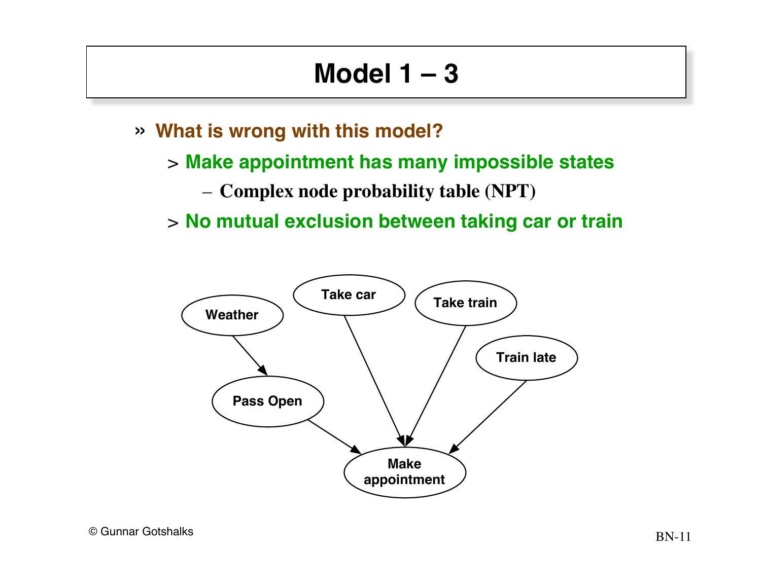# Model 1 – 3

- **What is wrong with this model?**
  - **Make appointment has many impossible states**
    - **Complex node probability table (NPT)**
  - **No mutual exclusion between taking car or train**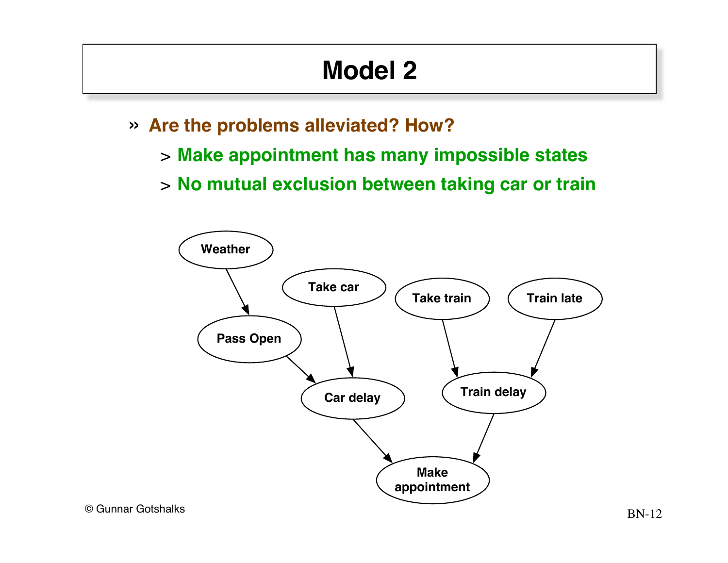# Model 2

- **Are the problems alleviated? How?**
  - **Make appointment has many impossible states**
  - **No mutual exclusion between taking car or train**

Weather

Take car

Take train

Train late

Pass Open

Car delay

Train delay

Make appointment

© Gunnar Gotshalks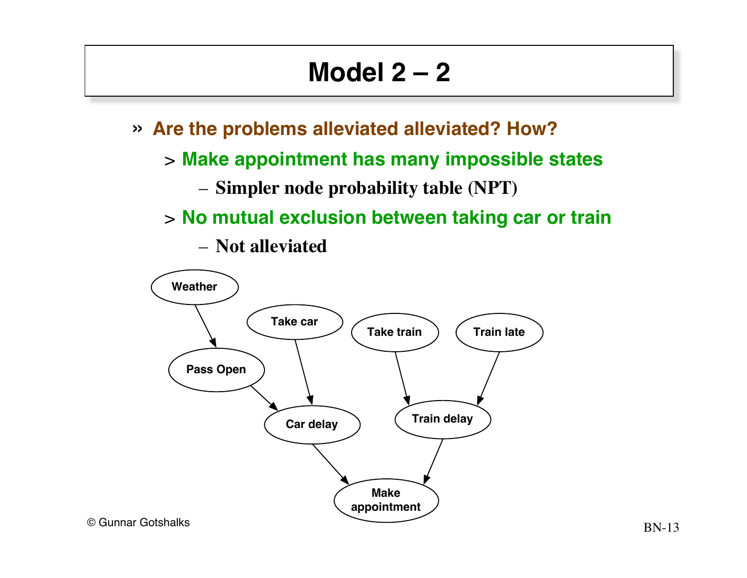# Model 2 – 2

- Are the problems alleviated alleviated? How?
  - Make appointment has many impossible states
    - Simpler node probability table (NPT)
  - No mutual exclusion between taking car or train
    - Not alleviated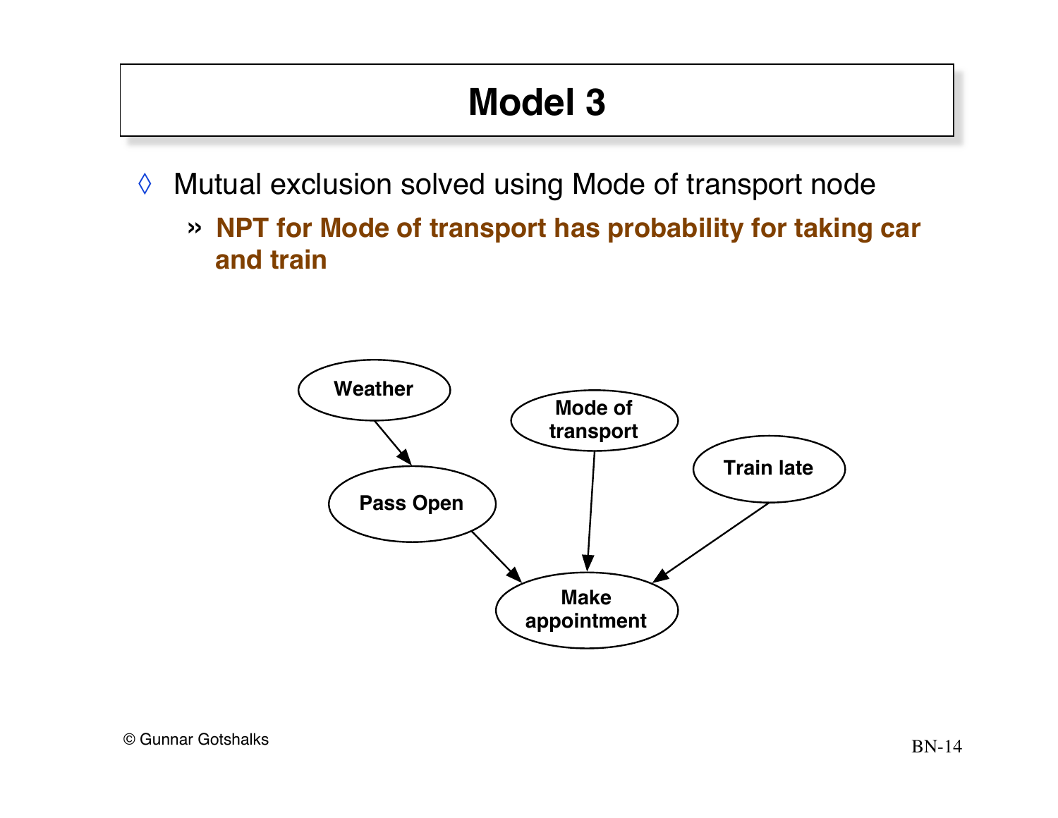# Model 3

- Mutual exclusion solved using Mode of transport node
  - **NPT for Mode of transport has probability for taking car and train**

Weather

Pass Open

Mode of transport

Train late

Make appointment

© Gunnar Gotshalks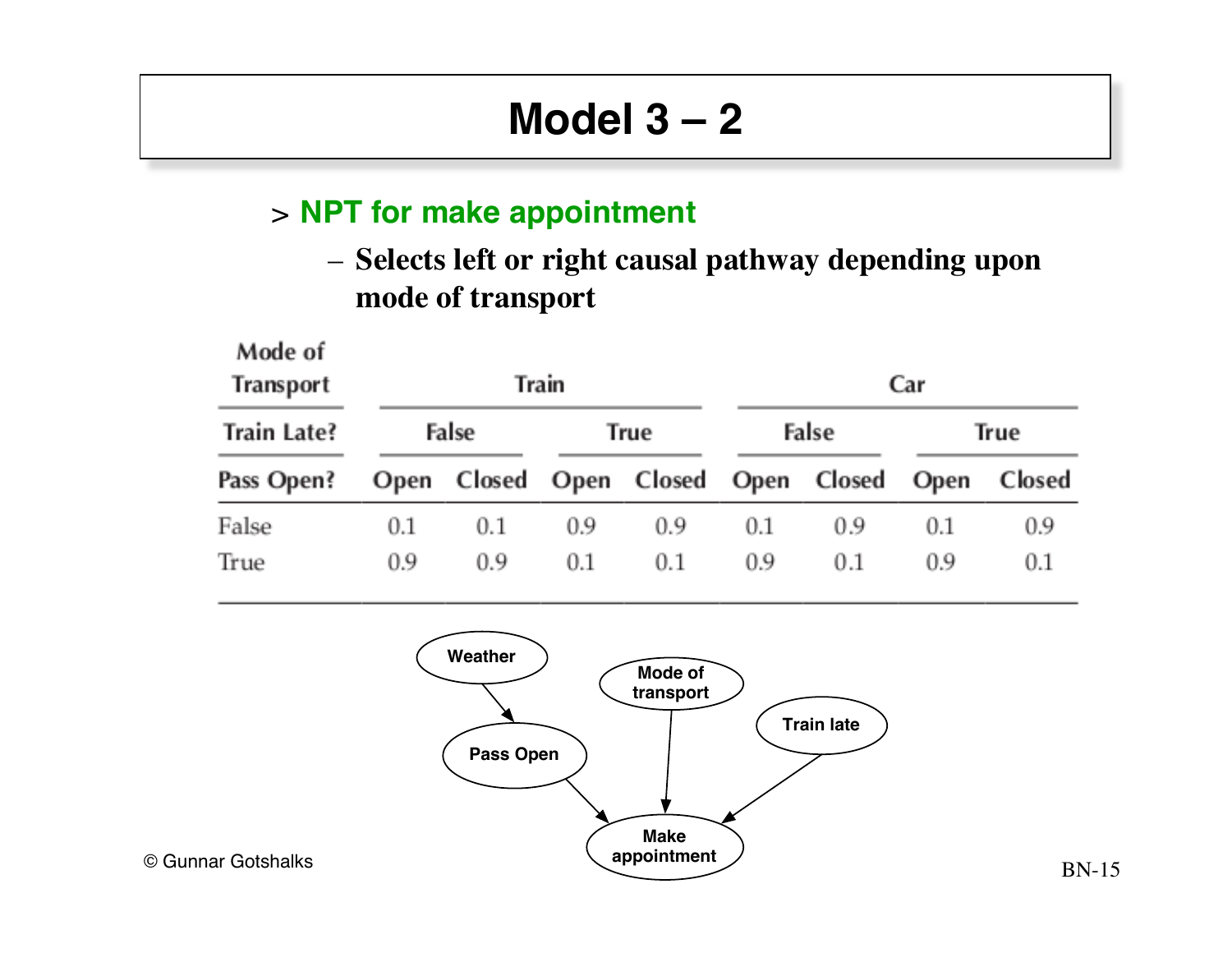# Model 3 – 2

- **NPT for make appointment**
  - **Selects left or right causal pathway depending upon mode of transport**

| Mode of Transport | Train | | | | Car | | | |
|---|---|---|---|---|---|---|---|---|
| Train Late? | False | | True | | False | | True | |
| Pass Open? | Open | Closed | Open | Closed | Open | Closed | Open | Closed |
| False | 0.1 | 0.1 | 0.9 | 0.9 | 0.1 | 0.9 | 0.1 | 0.9 |
| True | 0.9 | 0.9 | 0.1 | 0.1 | 0.9 | 0.1 | 0.9 | 0.1 |

Weather → Pass Open; Pass Open → Make appointment; Mode of transport → Make appointment; Train late → Make appointment

© Gunnar Gotshalks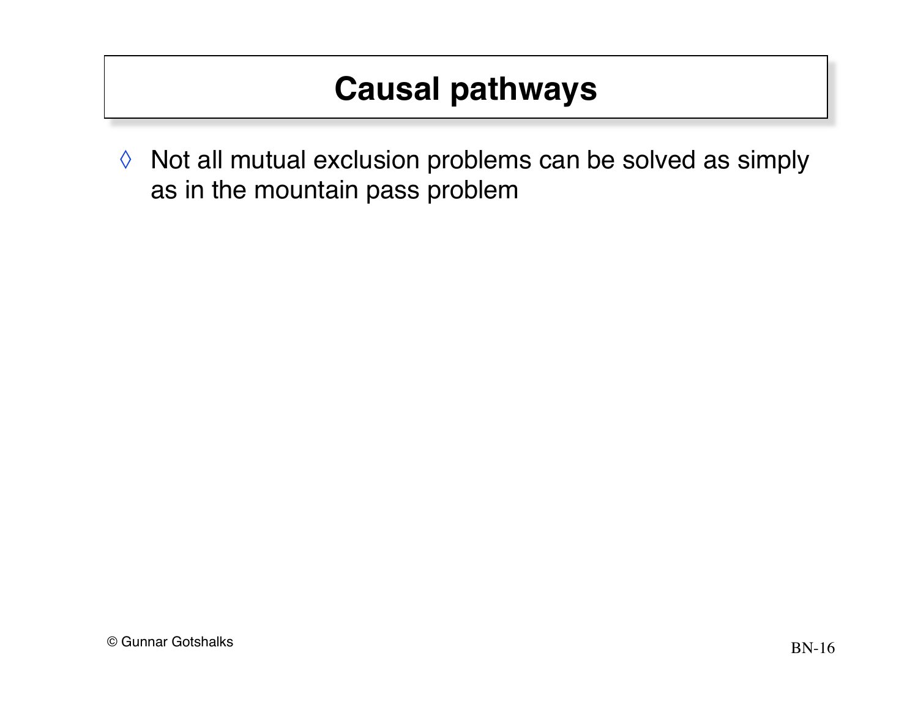# Causal pathways

◊ Not all mutual exclusion problems can be solved as simply as in the mountain pass problem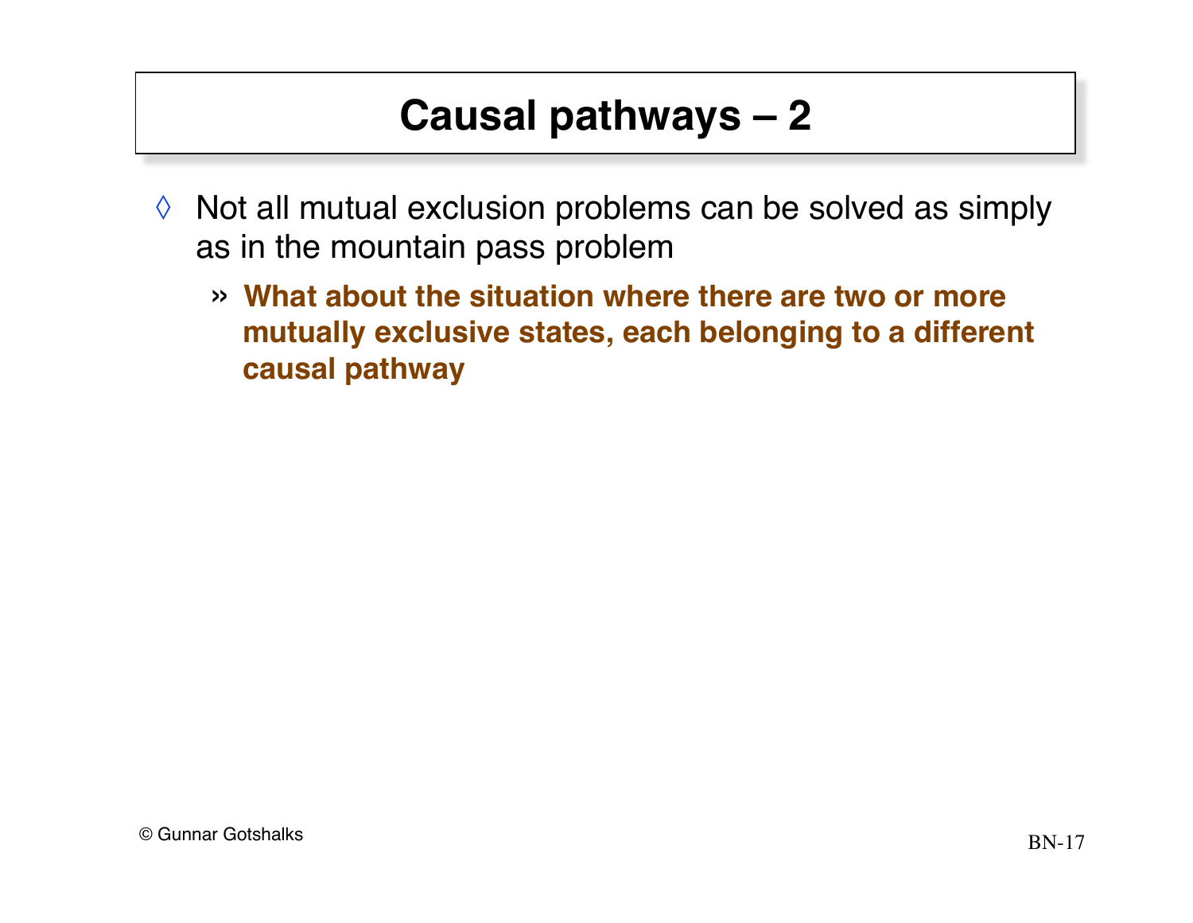# Causal pathways – 2

- Not all mutual exclusion problems can be solved as simply as in the mountain pass problem
  - **What about the situation where there are two or more mutually exclusive states, each belonging to a different causal pathway**

© Gunnar Gotshalks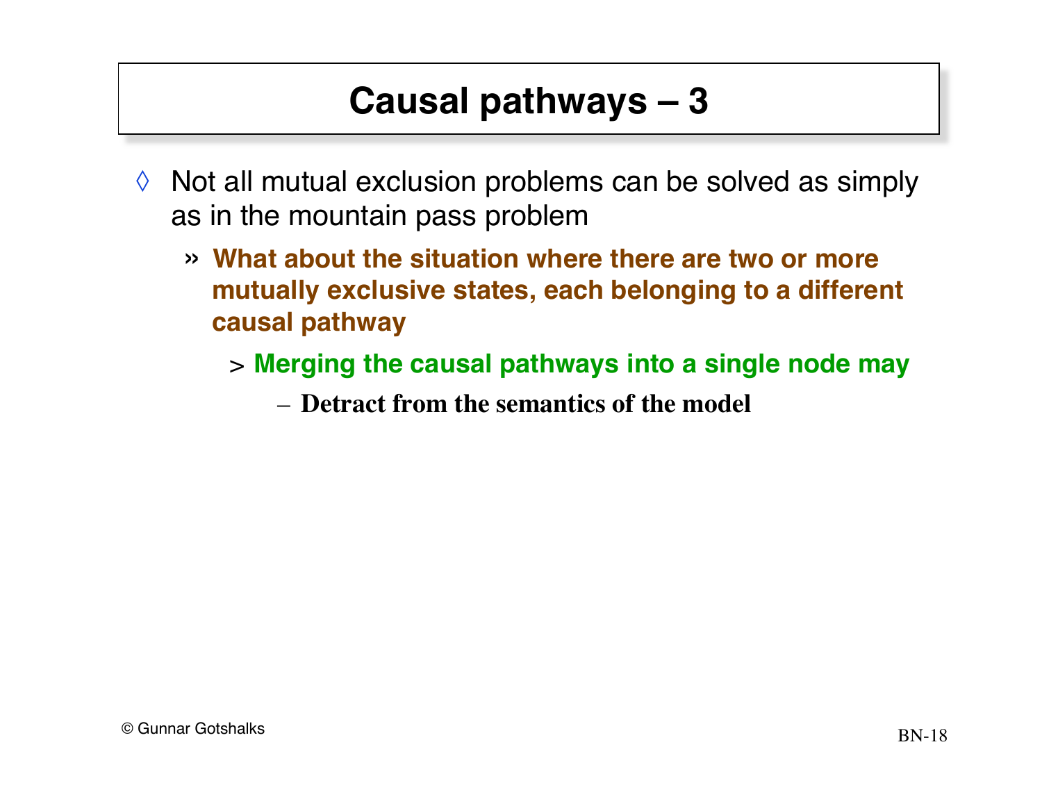# Causal pathways – 3

- Not all mutual exclusion problems can be solved as simply as in the mountain pass problem
  - **What about the situation where there are two or more mutually exclusive states, each belonging to a different causal pathway**
    - **Merging the causal pathways into a single node may**
      - **Detract from the semantics of the model**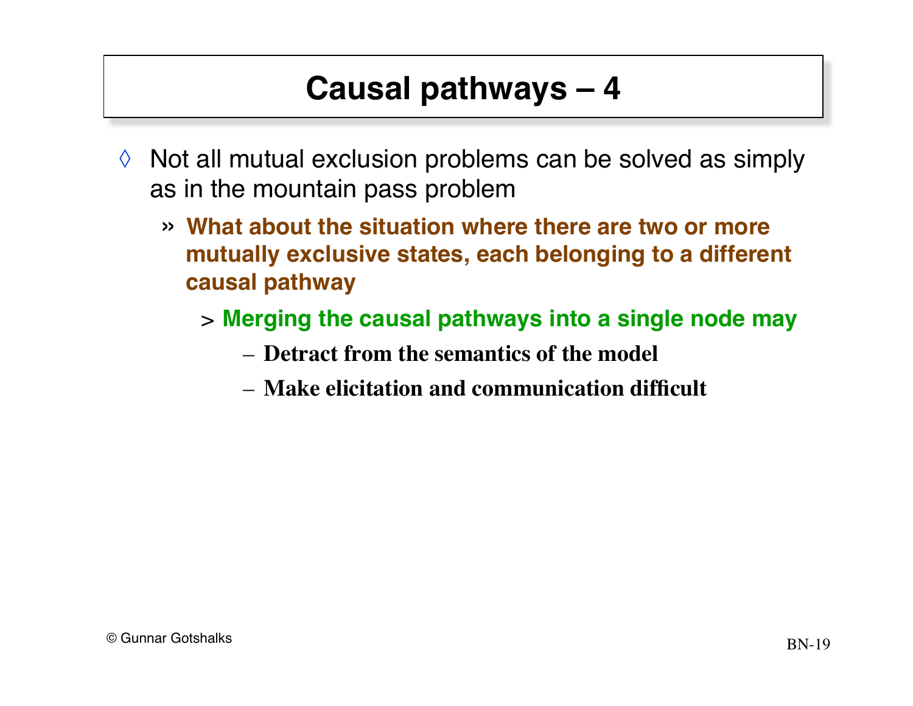# Causal pathways – 4

- Not all mutual exclusion problems can be solved as simply as in the mountain pass problem
  - **What about the situation where there are two or more mutually exclusive states, each belonging to a different causal pathway**
    - **Merging the causal pathways into a single node may**
      - **Detract from the semantics of the model**
      - **Make elicitation and communication difficult**

© Gunnar Gotshalks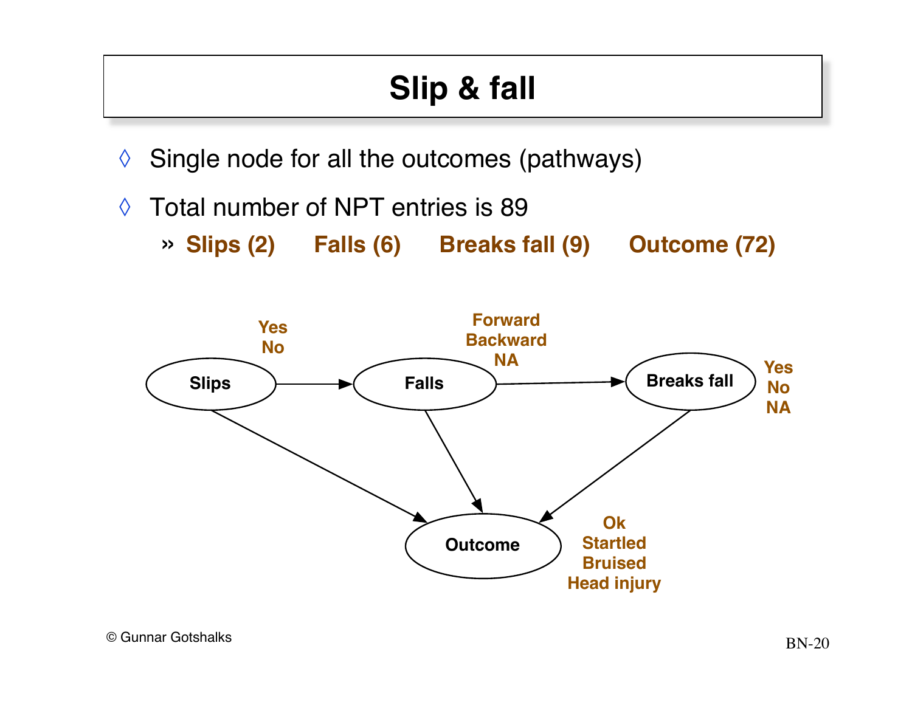# Slip & fall

- Single node for all the outcomes (pathways)
- Total number of NPT entries is 89
  - **Slips (2)** **Falls (6)** **Breaks fall (9)** **Outcome (72)**

Slips: Yes, No

Falls: Forward, Backward, NA

Breaks fall: Yes, No, NA

Outcome: Ok, Startled, Bruised, Head injury

Slips → Falls → Breaks fall; Slips, Falls, Breaks fall → Outcome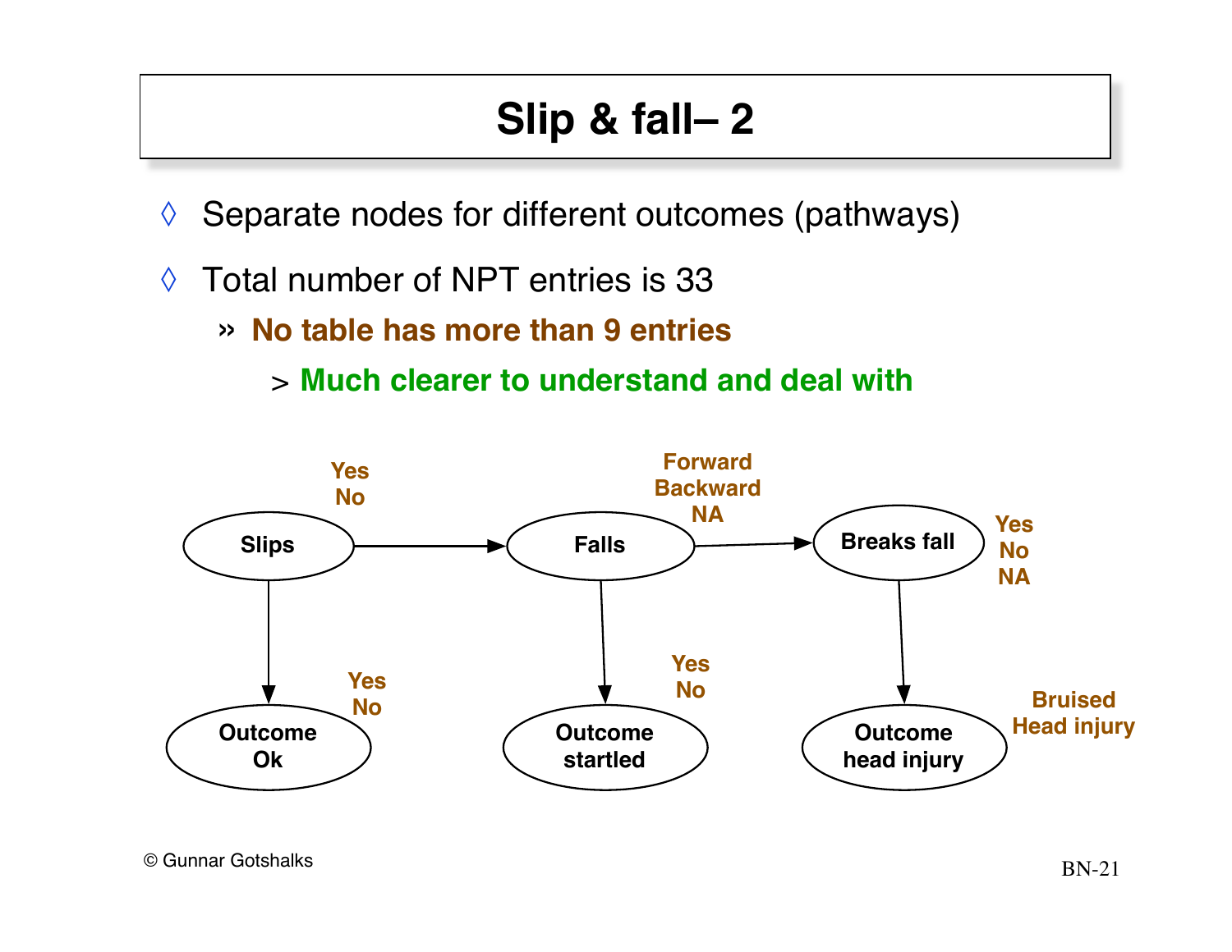# Slip & fall– 2

- Separate nodes for different outcomes (pathways)
- Total number of NPT entries is 33
  - **No table has more than 9 entries**
    - **Much clearer to understand and deal with**

Slips (Yes, No) → Falls (Forward, Backward, NA) → Breaks fall (Yes, No, NA)

Slips → Outcome Ok (Yes, No)

Falls → Outcome startled (Yes, No)

Breaks fall → Outcome head injury (Bruised, Head injury)

© Gunnar Gotshalks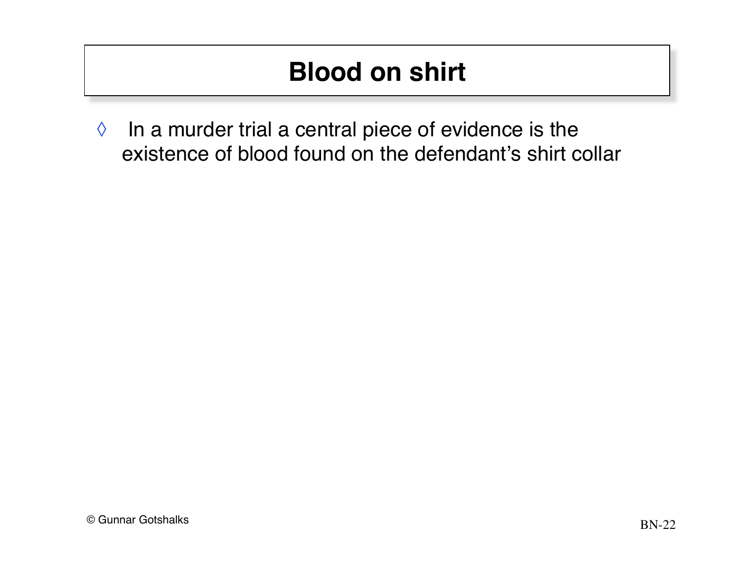# Blood on shirt

- In a murder trial a central piece of evidence is the existence of blood found on the defendant's shirt collar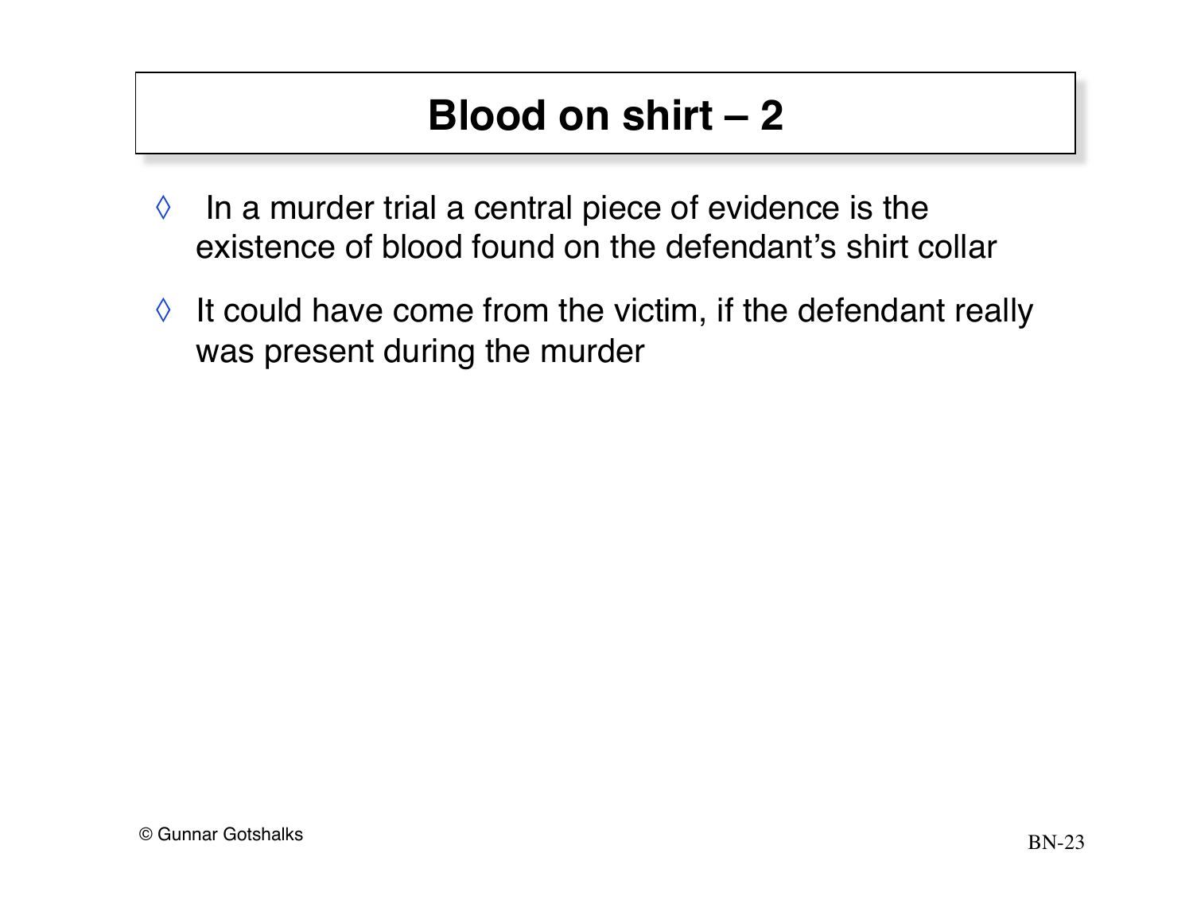# Blood on shirt – 2

- In a murder trial a central piece of evidence is the existence of blood found on the defendant's shirt collar
- It could have come from the victim, if the defendant really was present during the murder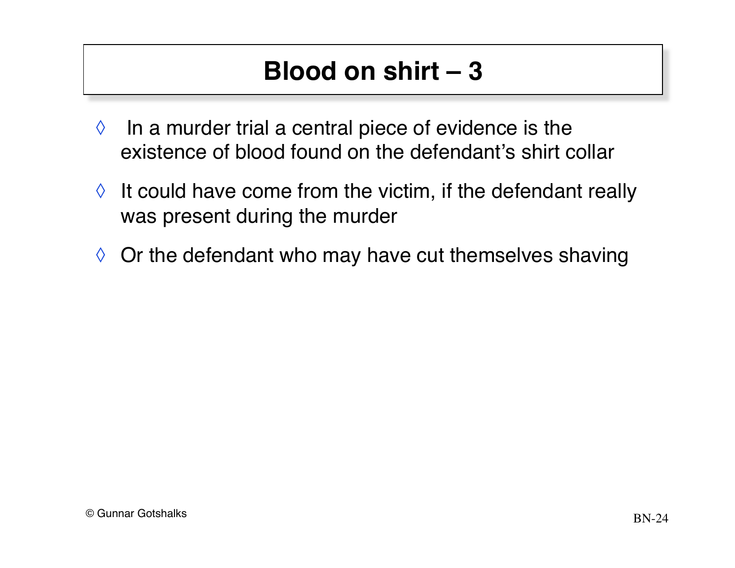# Blood on shirt – 3

- In a murder trial a central piece of evidence is the existence of blood found on the defendant's shirt collar
- It could have come from the victim, if the defendant really was present during the murder
- Or the defendant who may have cut themselves shaving

© Gunnar Gotshalks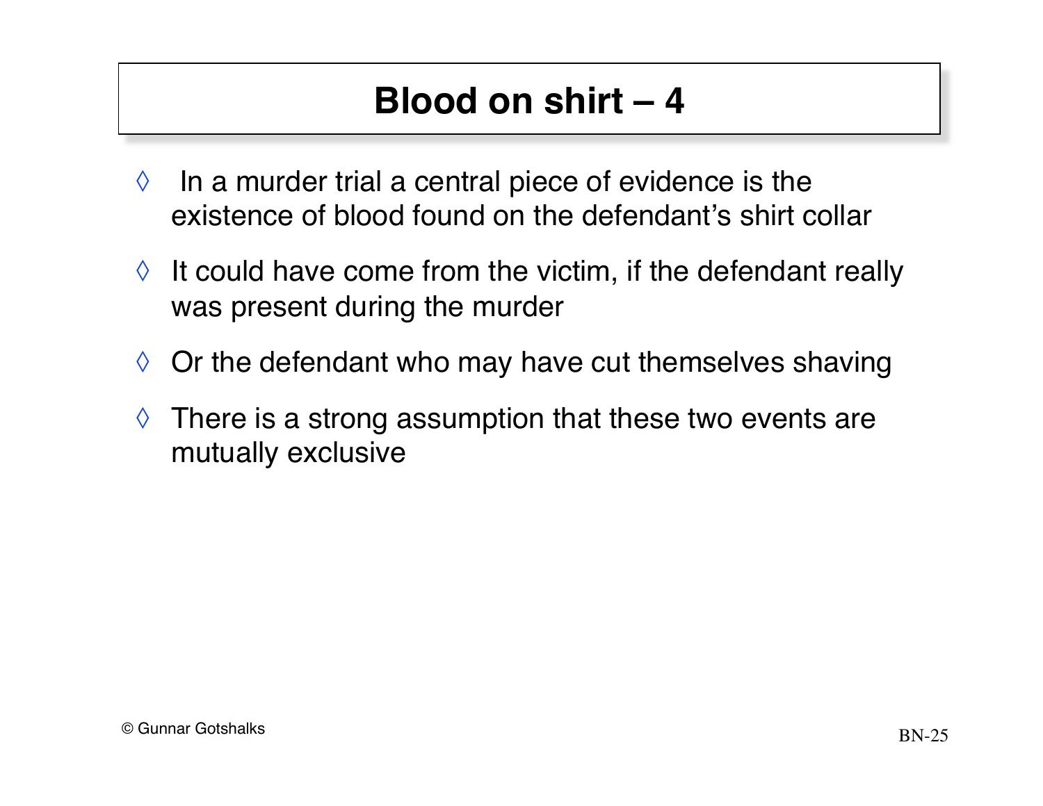# Blood on shirt – 4

- In a murder trial a central piece of evidence is the existence of blood found on the defendant's shirt collar
- It could have come from the victim, if the defendant really was present during the murder
- Or the defendant who may have cut themselves shaving
- There is a strong assumption that these two events are mutually exclusive

© Gunnar Gotshalks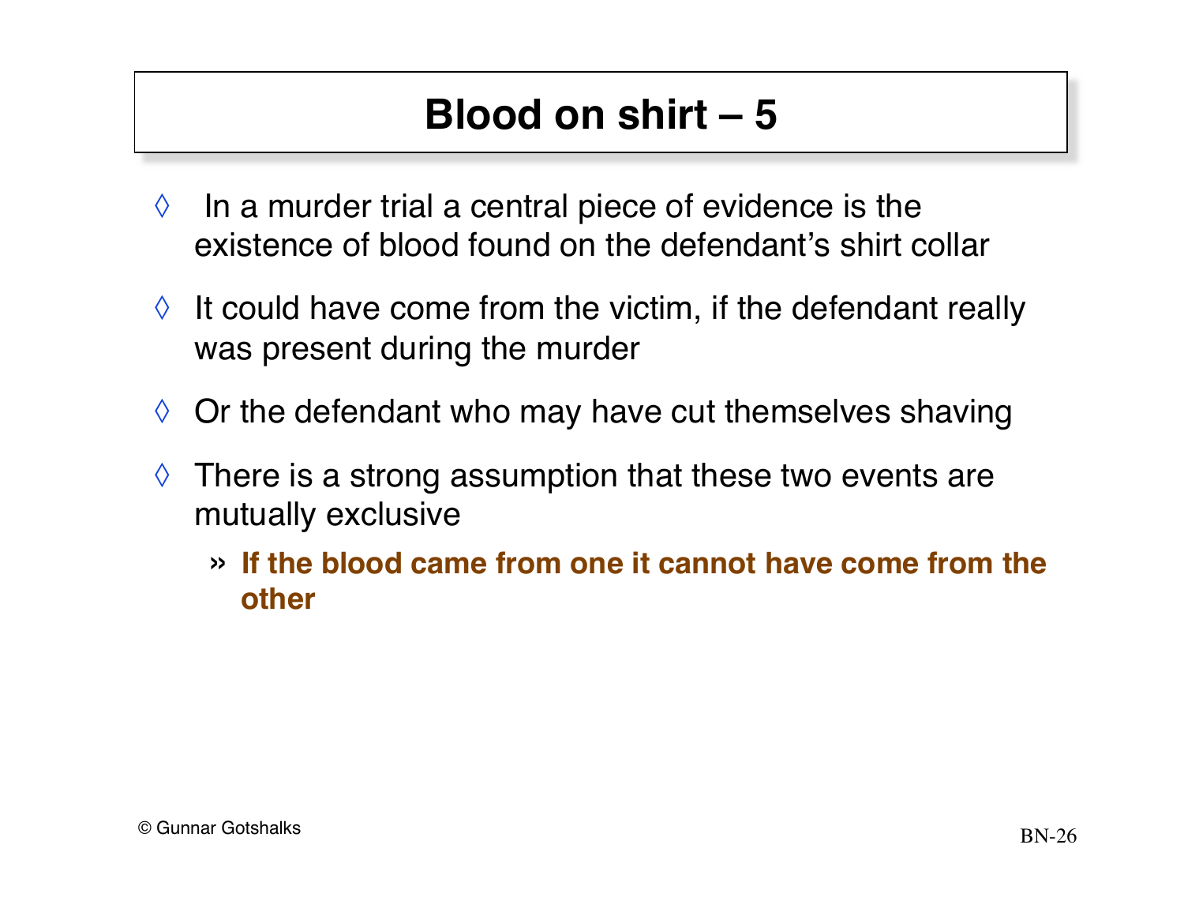# Blood on shirt – 5

- In a murder trial a central piece of evidence is the existence of blood found on the defendant's shirt collar
- It could have come from the victim, if the defendant really was present during the murder
- Or the defendant who may have cut themselves shaving
- There is a strong assumption that these two events are mutually exclusive
  - **If the blood came from one it cannot have come from the other**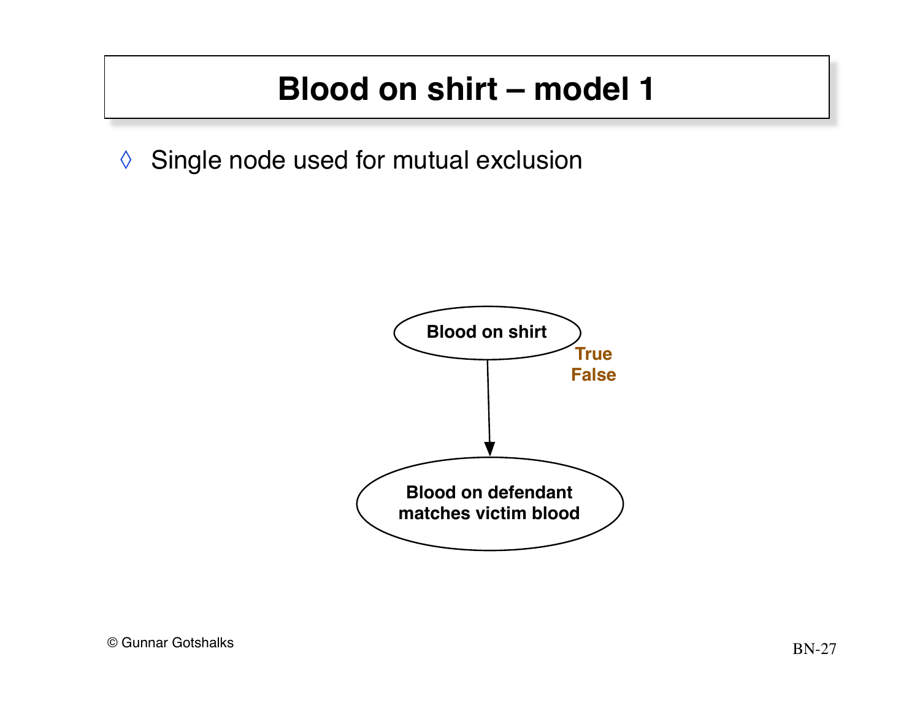# Blood on shirt – model 1

- Single node used for mutual exclusion

Blood on shirt

True
False

Blood on defendant matches victim blood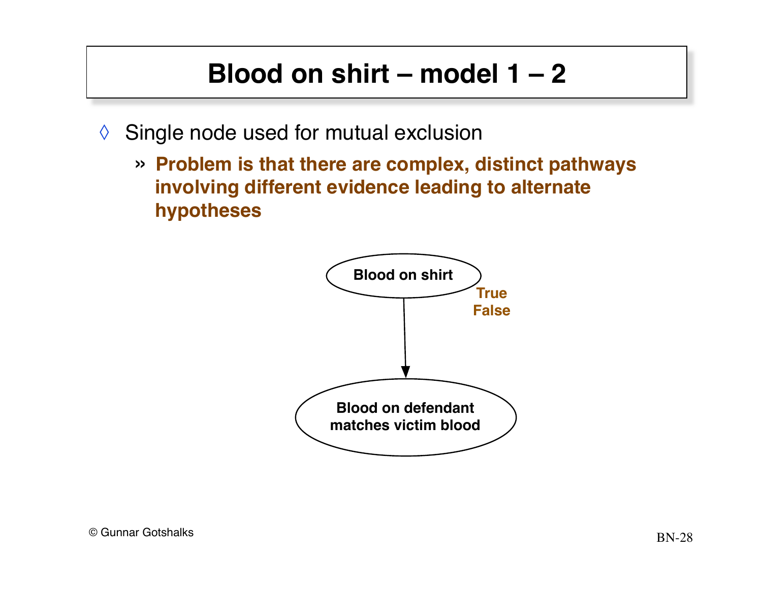# Blood on shirt – model 1 – 2

- Single node used for mutual exclusion
  - **Problem is that there are complex, distinct pathways involving different evidence leading to alternate hypotheses**

Blood on shirt

True
False

Blood on defendant matches victim blood

© Gunnar Gotshalks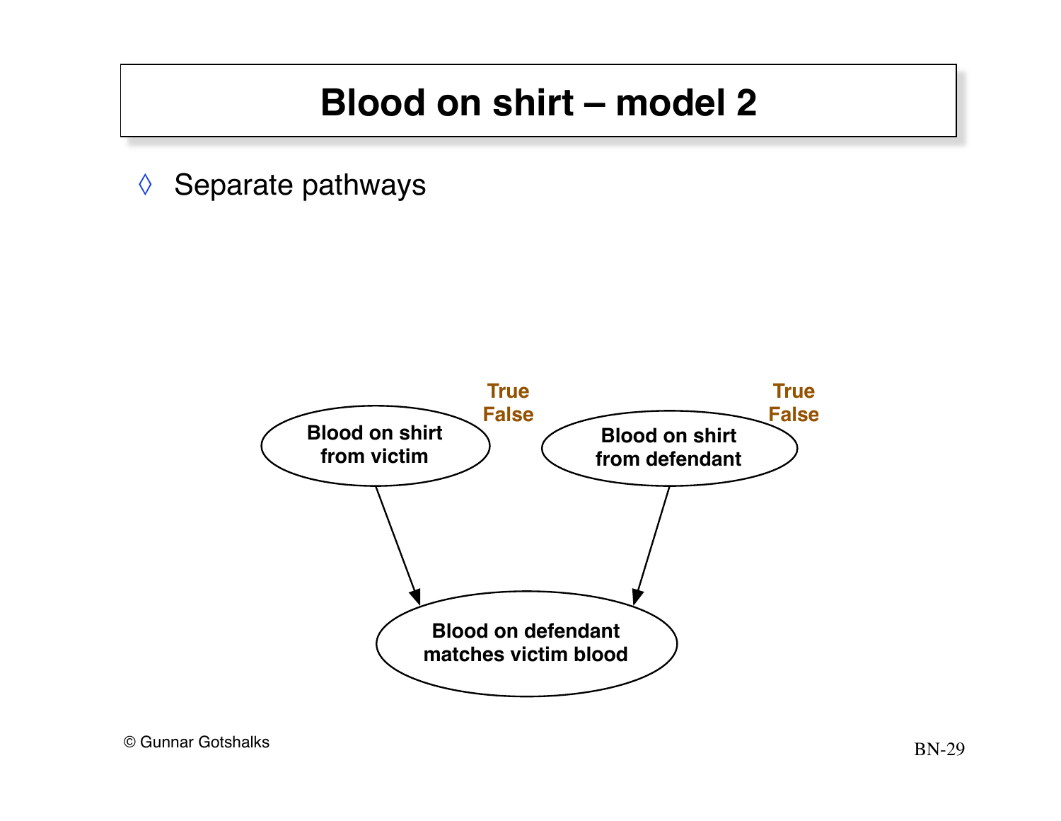# Blood on shirt – model 2

- Separate pathways

Blood on shirt from victim (True / False)

Blood on shirt from defendant (True / False)

Blood on defendant matches victim blood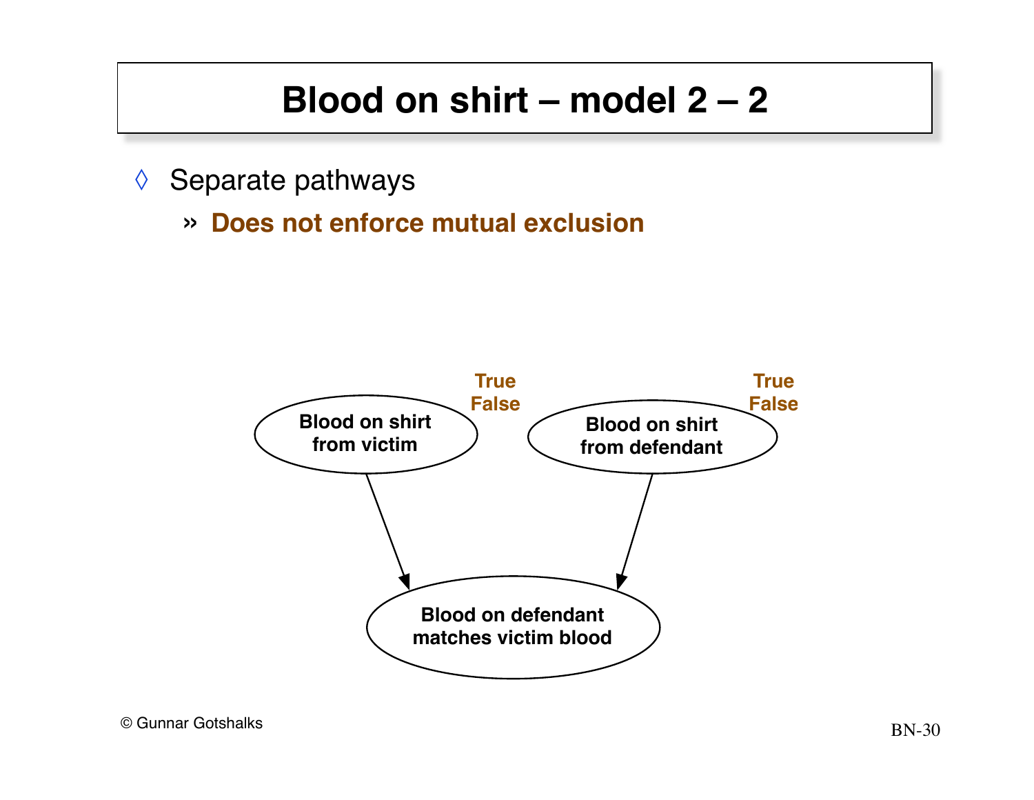# Blood on shirt – model 2 – 2

- Separate pathways
  - **Does not enforce mutual exclusion**

Blood on shirt from victim — True / False

Blood on shirt from defendant — True / False

Blood on defendant matches victim blood

© Gunnar Gotshalks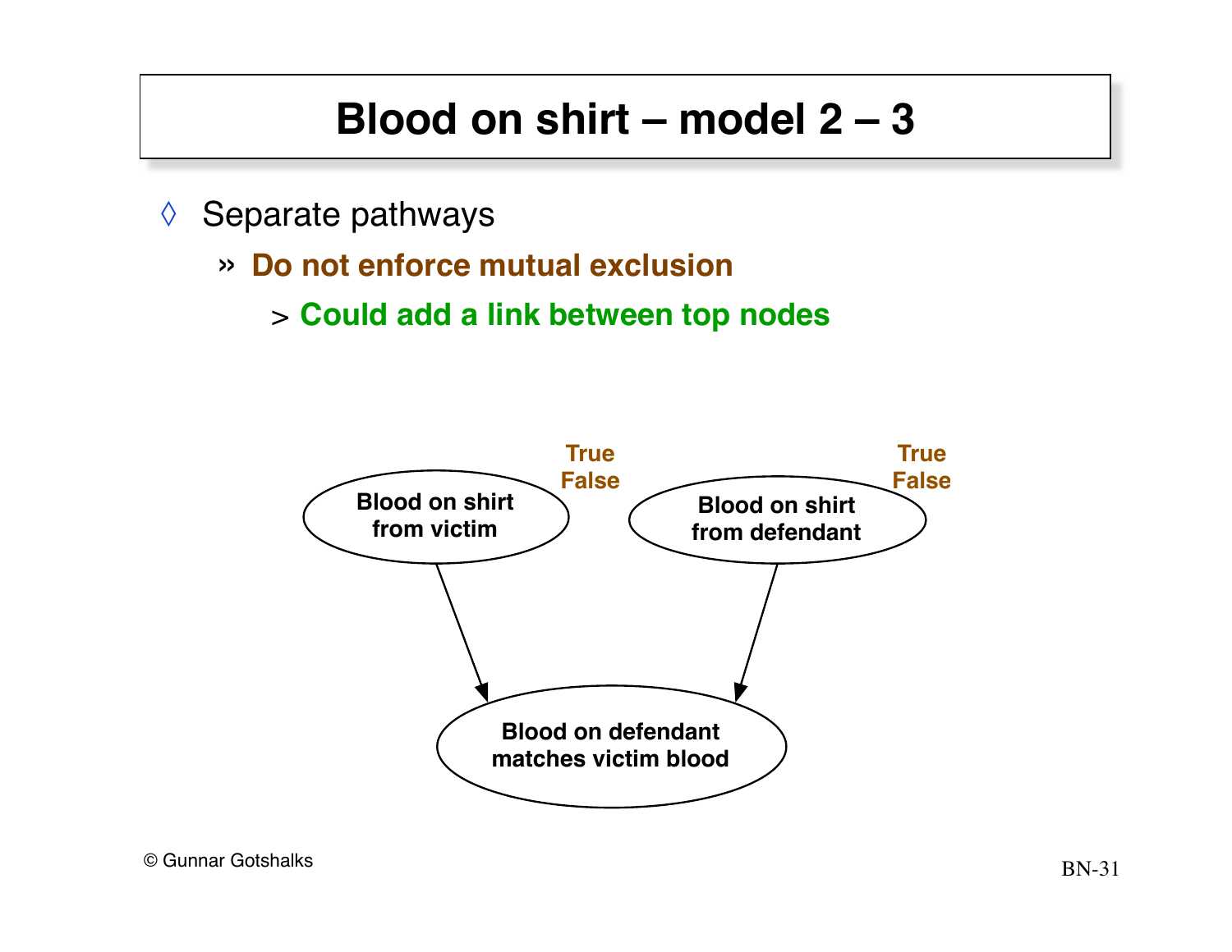# Blood on shirt – model 2 – 3

- Separate pathways
  - **Do not enforce mutual exclusion**
    - **Could add a link between top nodes**

Blood on shirt from victim (True / False)

Blood on shirt from defendant (True / False)

Blood on defendant matches victim blood

© Gunnar Gotshalks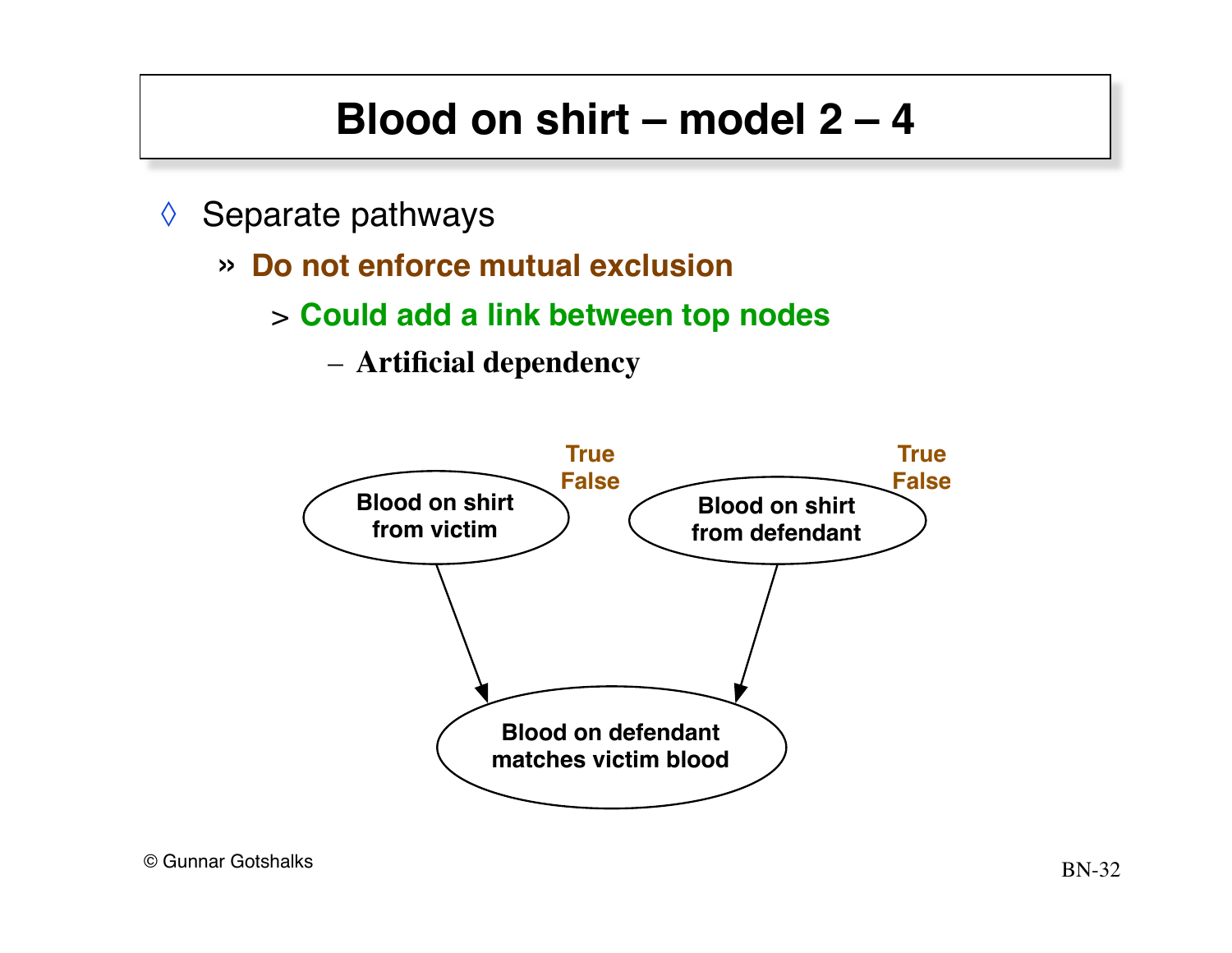# Blood on shirt – model 2 – 4

- Separate pathways
  - **Do not enforce mutual exclusion**
    - **Could add a link between top nodes**
      - **Artificial dependency**

Blood on shirt from victim — True / False

Blood on shirt from defendant — True / False

Blood on defendant matches victim blood

© Gunnar Gotshalks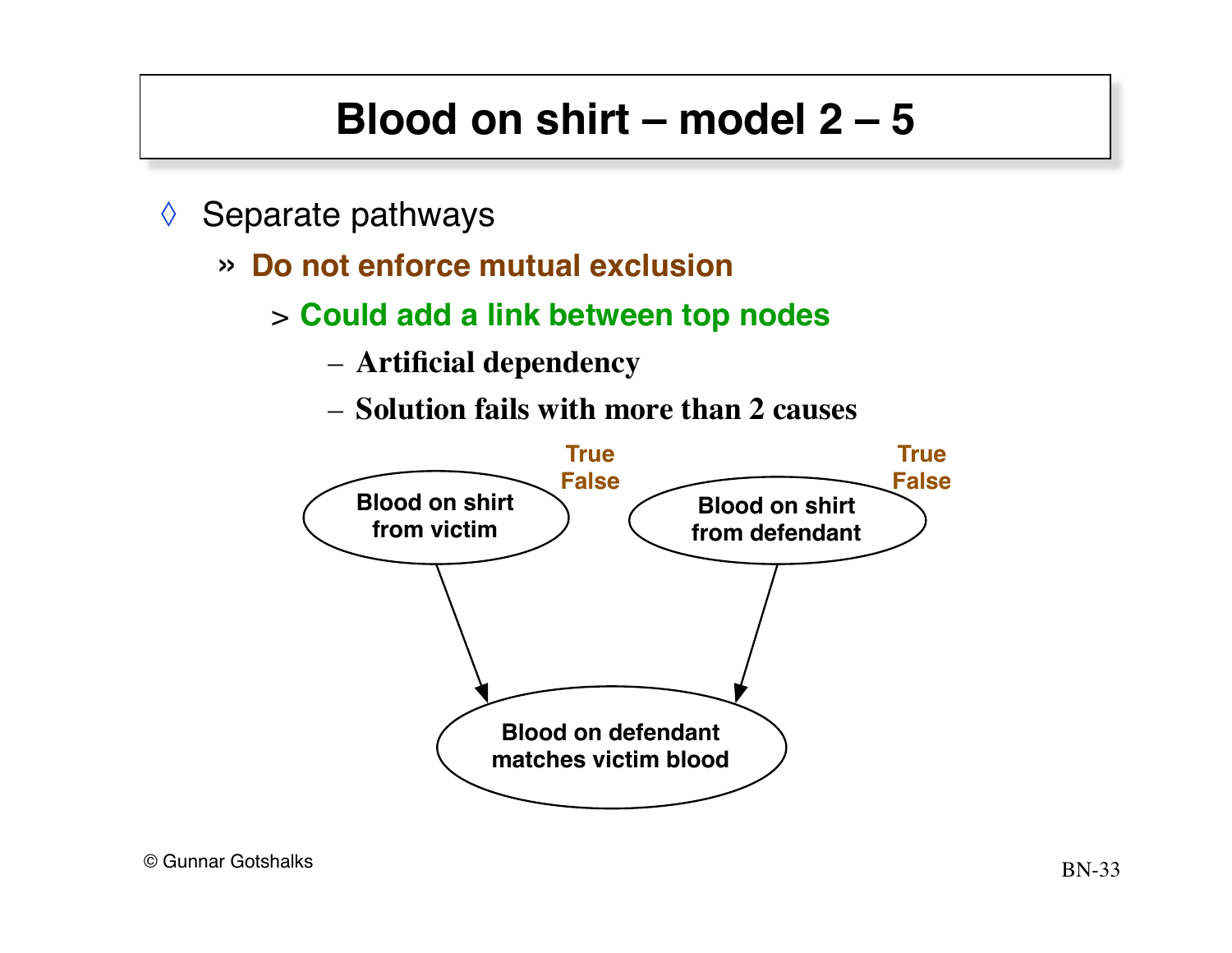# Blood on shirt – model 2 – 5

- Separate pathways
  - **Do not enforce mutual exclusion**
    - **Could add a link between top nodes**
      - **Artificial dependency**
      - **Solution fails with more than 2 causes**

**Blood on shirt from victim** (True / False)

**Blood on shirt from defendant** (True / False)

**Blood on defendant matches victim blood**

© Gunnar Gotshalks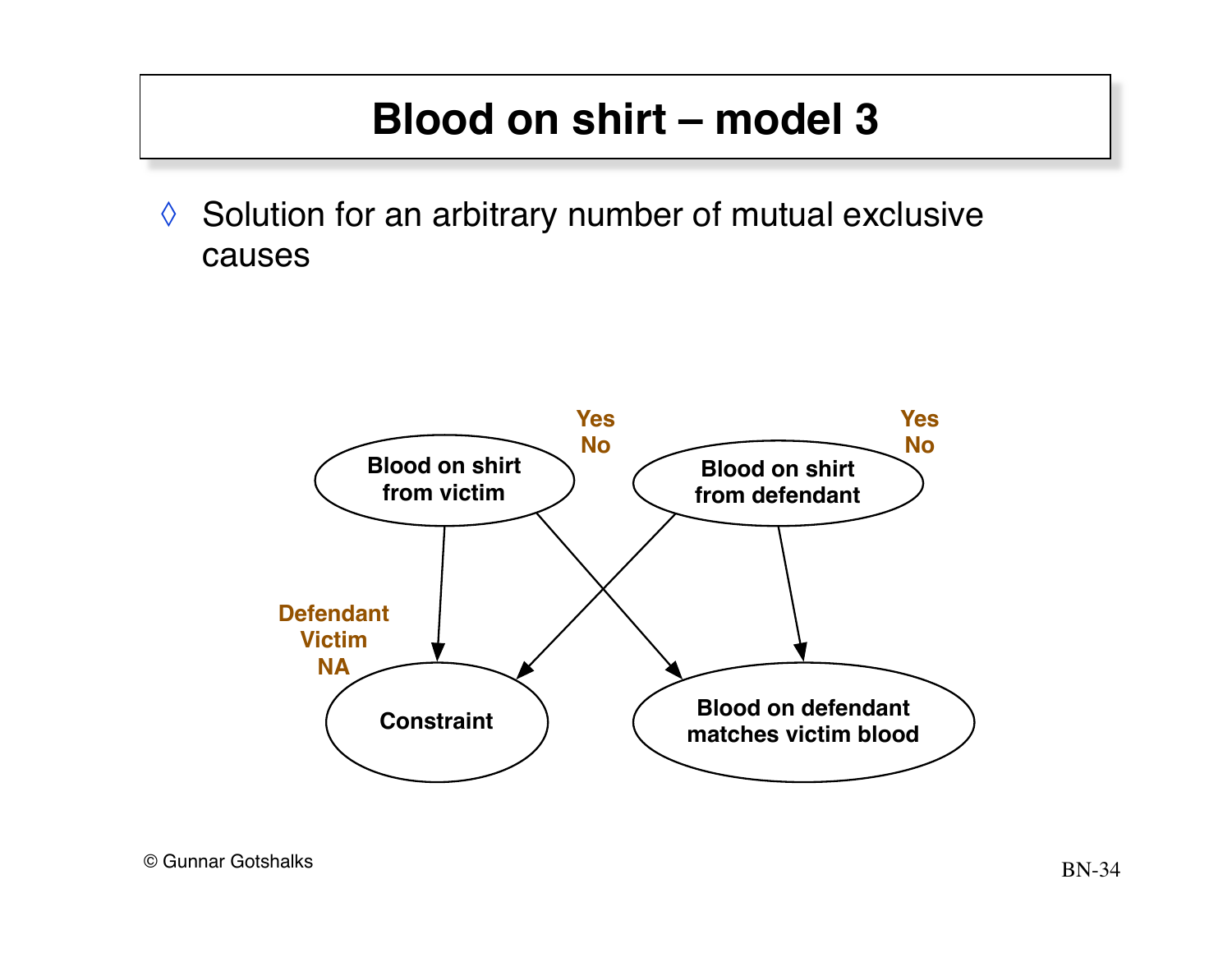# Blood on shirt – model 3

- Solution for an arbitrary number of mutual exclusive causes

Blood on shirt from victim (Yes / No)

Blood on shirt from defendant (Yes / No)

Constraint (Defendant / Victim / NA)

Blood on defendant matches victim blood

© Gunnar Gotshalks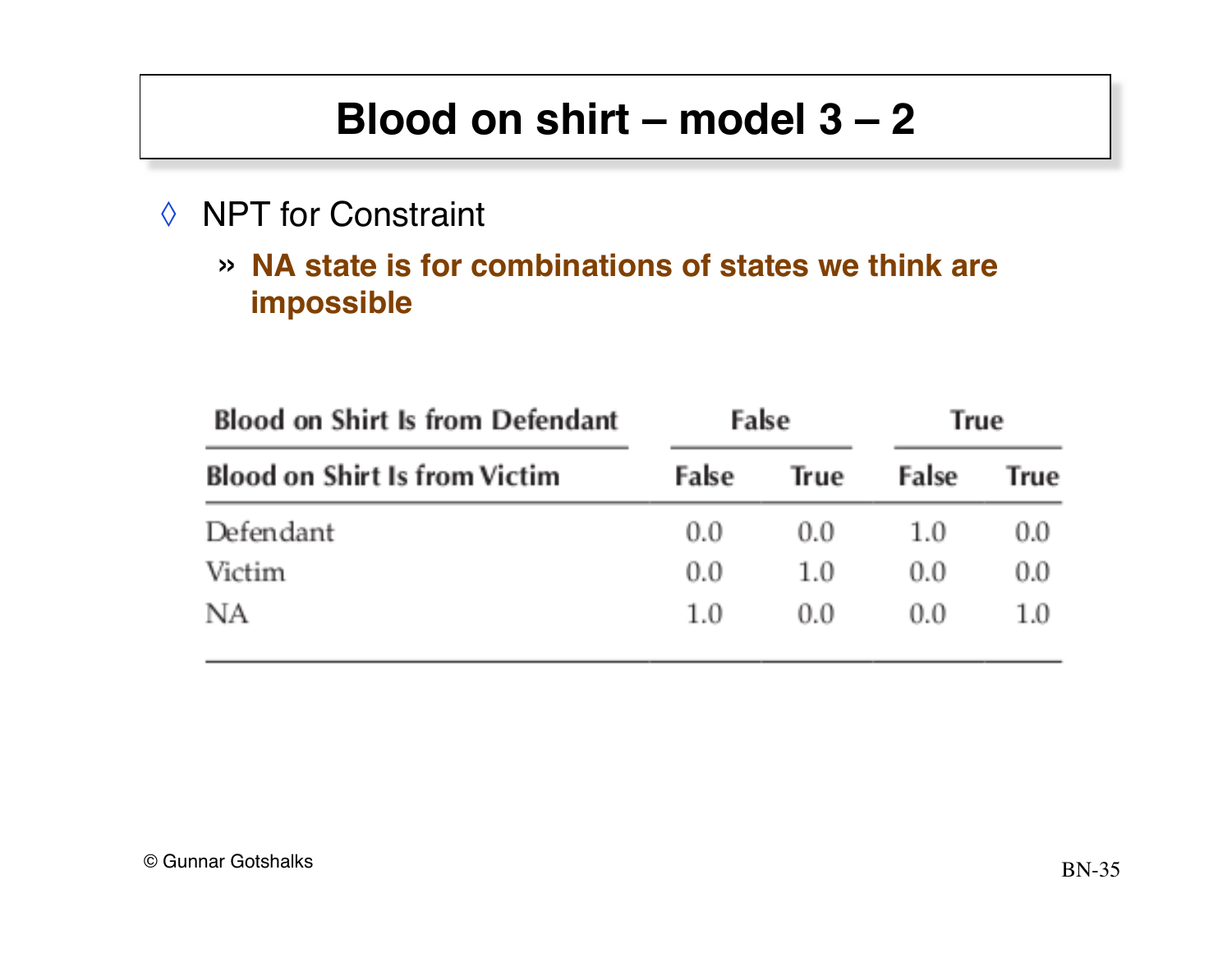# Blood on shirt – model 3 – 2

- NPT for Constraint
  - **NA state is for combinations of states we think are impossible**

| Blood on Shirt Is from Defendant | False | | True | |
|---|---|---|---|---|
| **Blood on Shirt Is from Victim** | **False** | **True** | **False** | **True** |
| Defendant | 0.0 | 0.0 | 1.0 | 0.0 |
| Victim | 0.0 | 1.0 | 0.0 | 0.0 |
| NA | 1.0 | 0.0 | 0.0 | 1.0 |

© Gunnar Gotshalks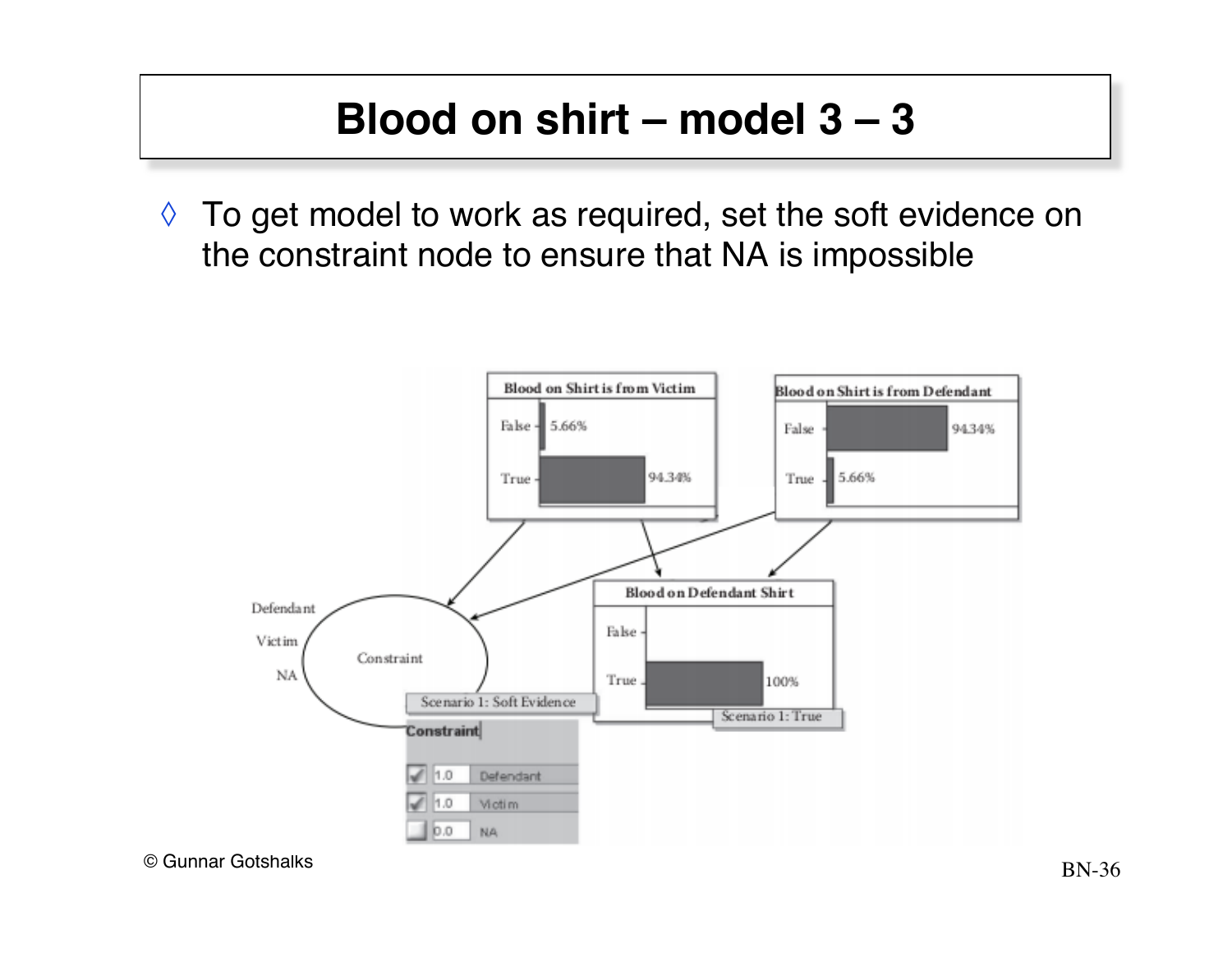# Blood on shirt – model 3 – 3

◊ To get model to work as required, set the soft evidence on the constraint node to ensure that NA is impossible

Blood on Shirt is from Victim

False 5.66%

True 94.34%

Blood on Shirt is from Defendant

False 94.34%

True 5.66%

Defendant

Victim

NA

Constraint

Blood on Defendant Shirt

False

True 100%

Scenario 1: True

Scenario 1: Soft Evidence

Constraint

| | | |
|---|---|---|
| ✓ | 1.0 | Defendant |
| ✓ | 1.0 | Victim |
| | 0.0 | NA |

© Gunnar Gotshalks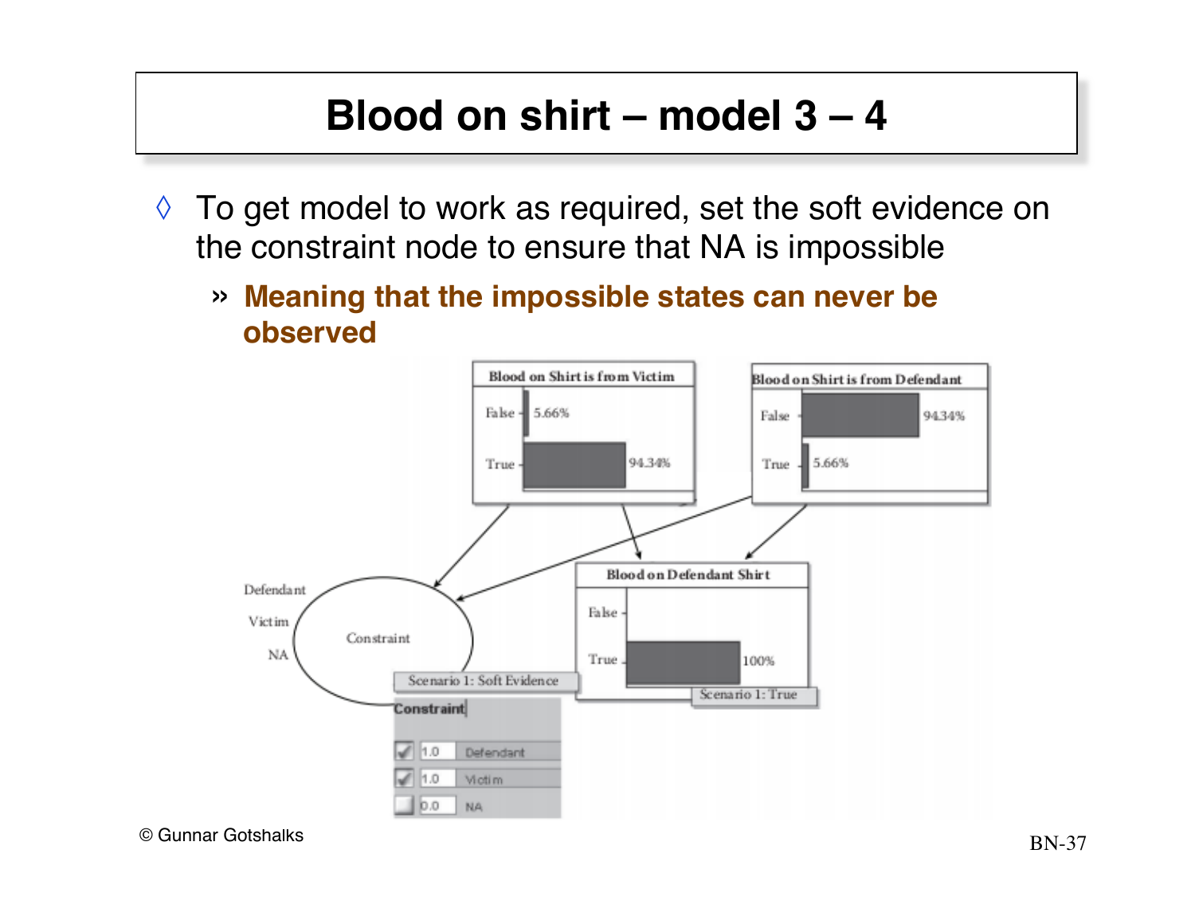# Blood on shirt – model 3 – 4

- To get model to work as required, set the soft evidence on the constraint node to ensure that NA is impossible
  - » **Meaning that the impossible states can never be observed**

Blood on Shirt is from Victim

False 5.66%

True 94.34%

Blood on Shirt is from Defendant

False 94.34%

True 5.66%

Defendant

Victim

NA

Constraint

Blood on Defendant Shirt

False

True 100%

Scenario 1: True

Scenario 1: Soft Evidence

Constraint

| | | |
|---|---|---|
| ✓ | 1.0 | Defendant |
| ✓ | 1.0 | Victim |
| | 0.0 | NA |

© Gunnar Gotshalks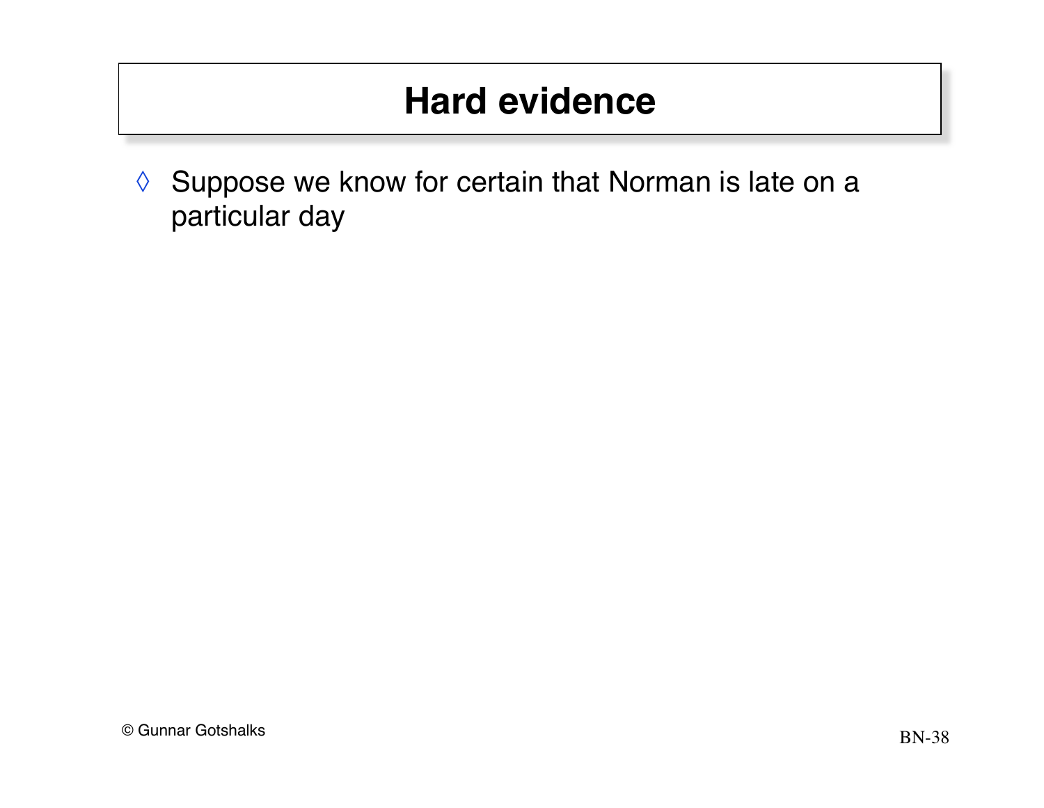# Hard evidence

- Suppose we know for certain that Norman is late on a particular day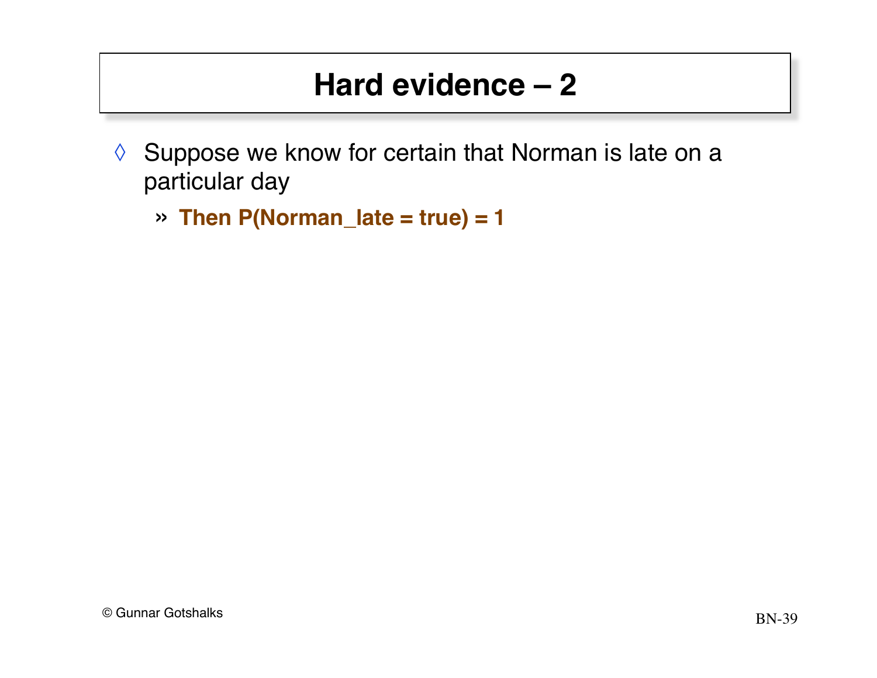# Hard evidence – 2

- Suppose we know for certain that Norman is late on a particular day
  - **Then P(Norman_late = true) = 1**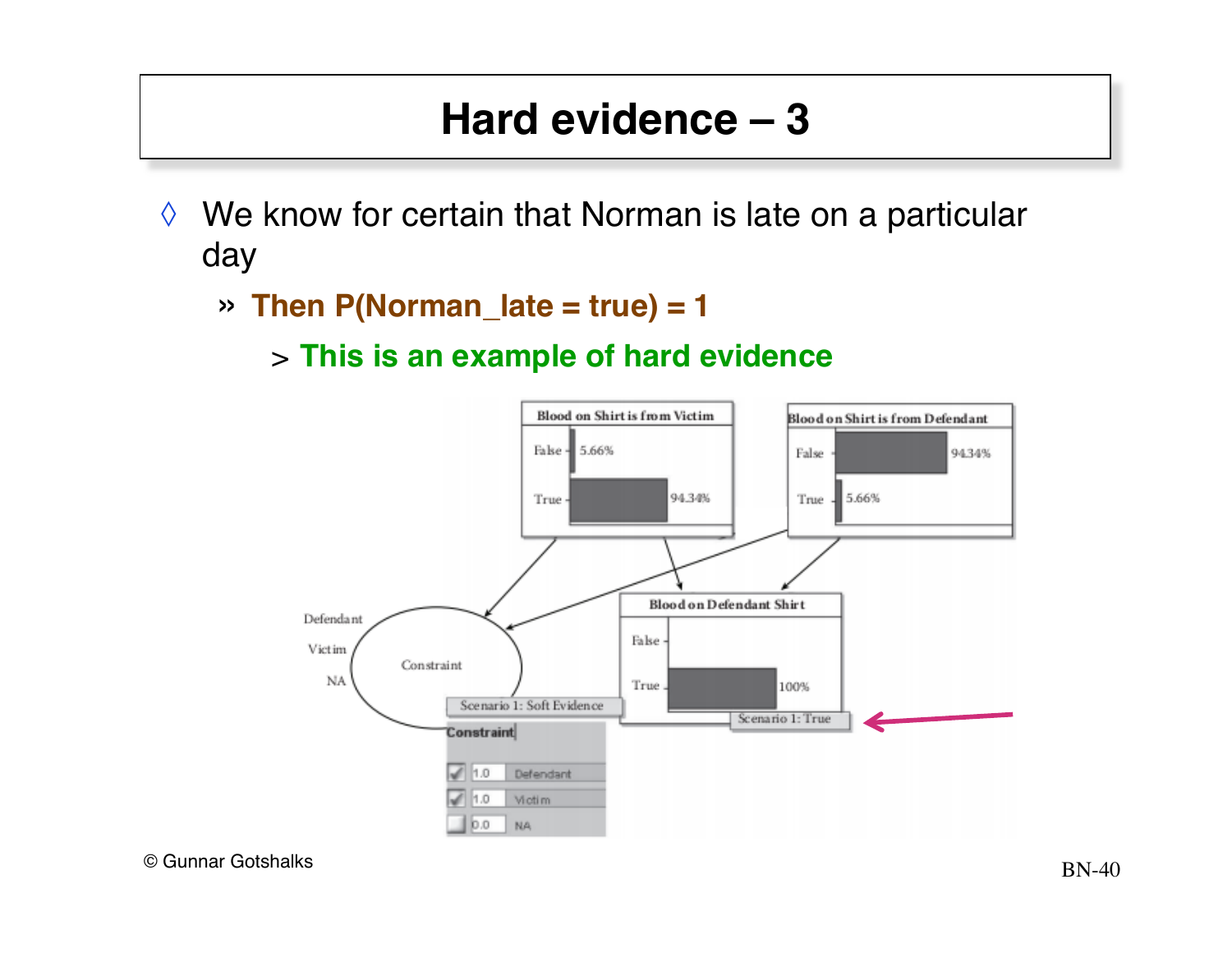# Hard evidence – 3

- We know for certain that Norman is late on a particular day
  - Then P(Norman_late = true) = 1
    - This is an example of hard evidence

Blood on Shirt is from Victim

| | |
|---|---|
| False | 5.66% |
| True | 94.34% |

Blood on Shirt is from Defendant

| | |
|---|---|
| False | 94.34% |
| True | 5.66% |

Blood on Defendant Shirt

| | |
|---|---|
| False | |
| True | 100% |

Scenario 1: True

Defendant
Victim
NA
Constraint

Scenario 1: Soft Evidence

Constraint

| | | |
|---|---|---|
| ✓ | 1.0 | Defendant |
| ✓ | 1.0 | Victim |
| | 0.0 | NA |

© Gunnar Gotshalks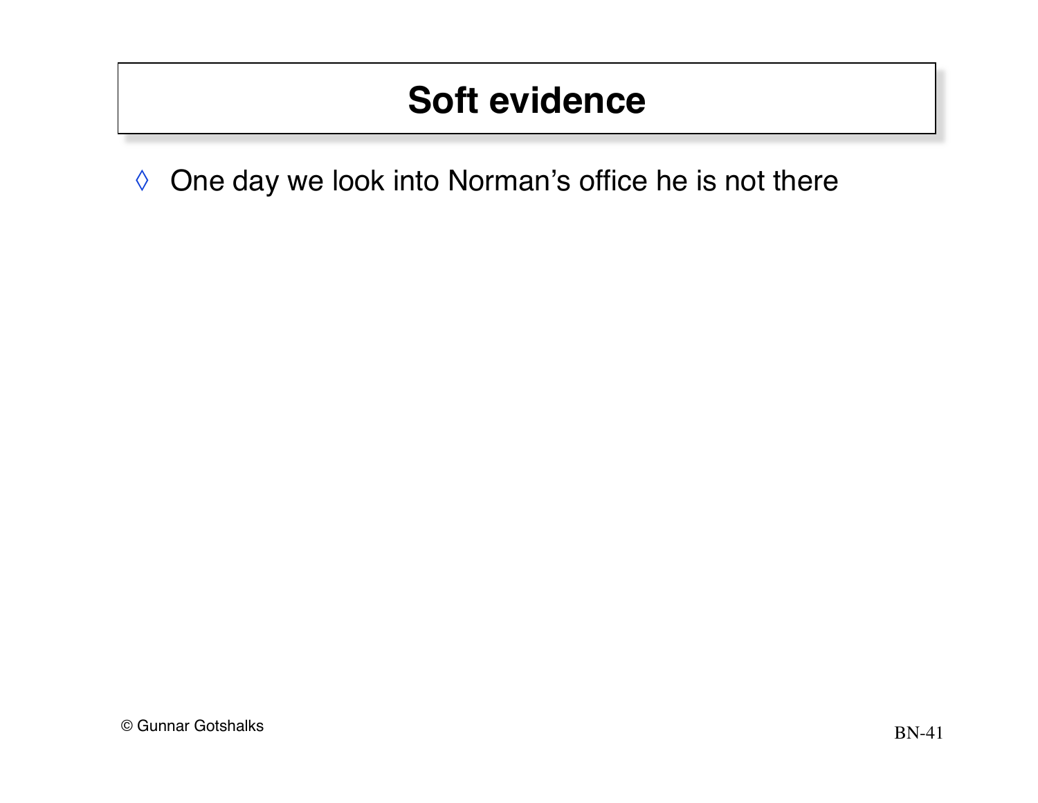# Soft evidence

- One day we look into Norman's office he is not there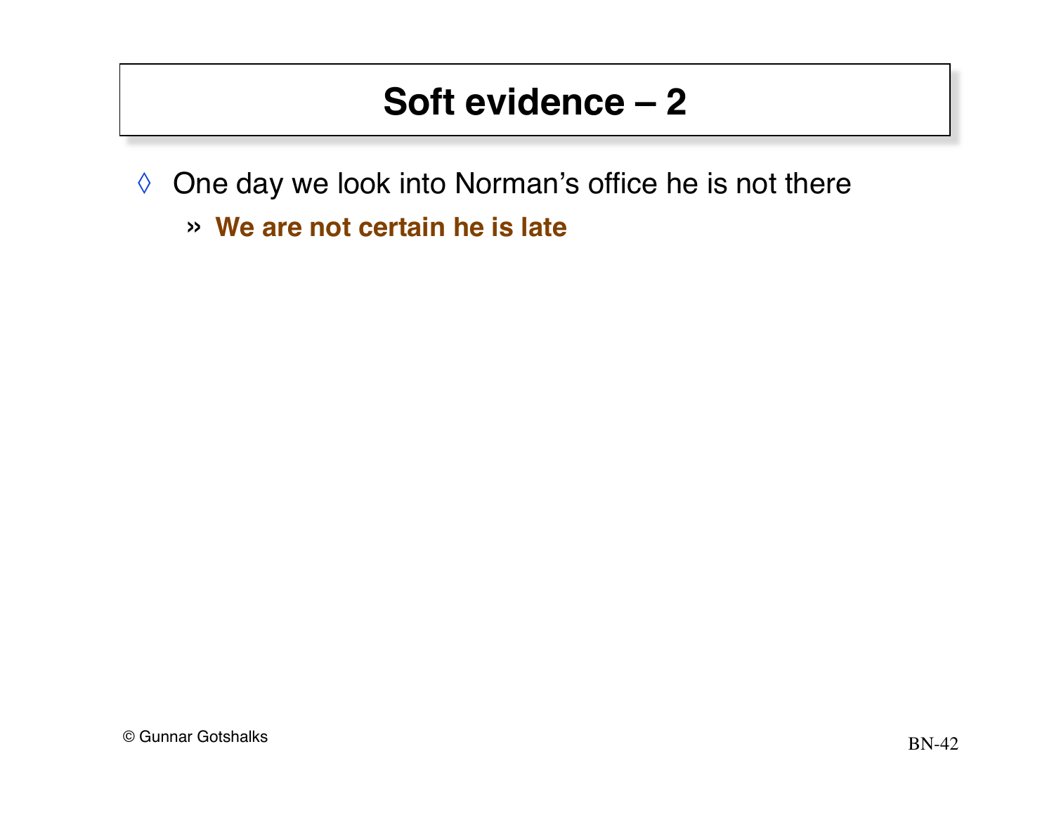# Soft evidence – 2

- One day we look into Norman's office he is not there
  - **We are not certain he is late**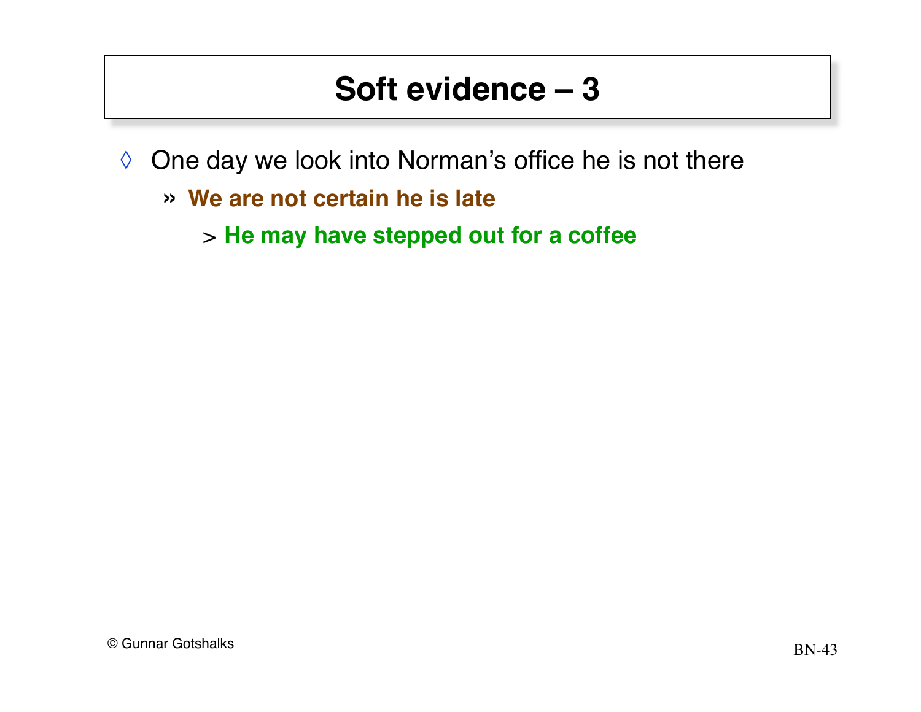# Soft evidence – 3

- One day we look into Norman's office he is not there
  - **We are not certain he is late**
    - **He may have stepped out for a coffee**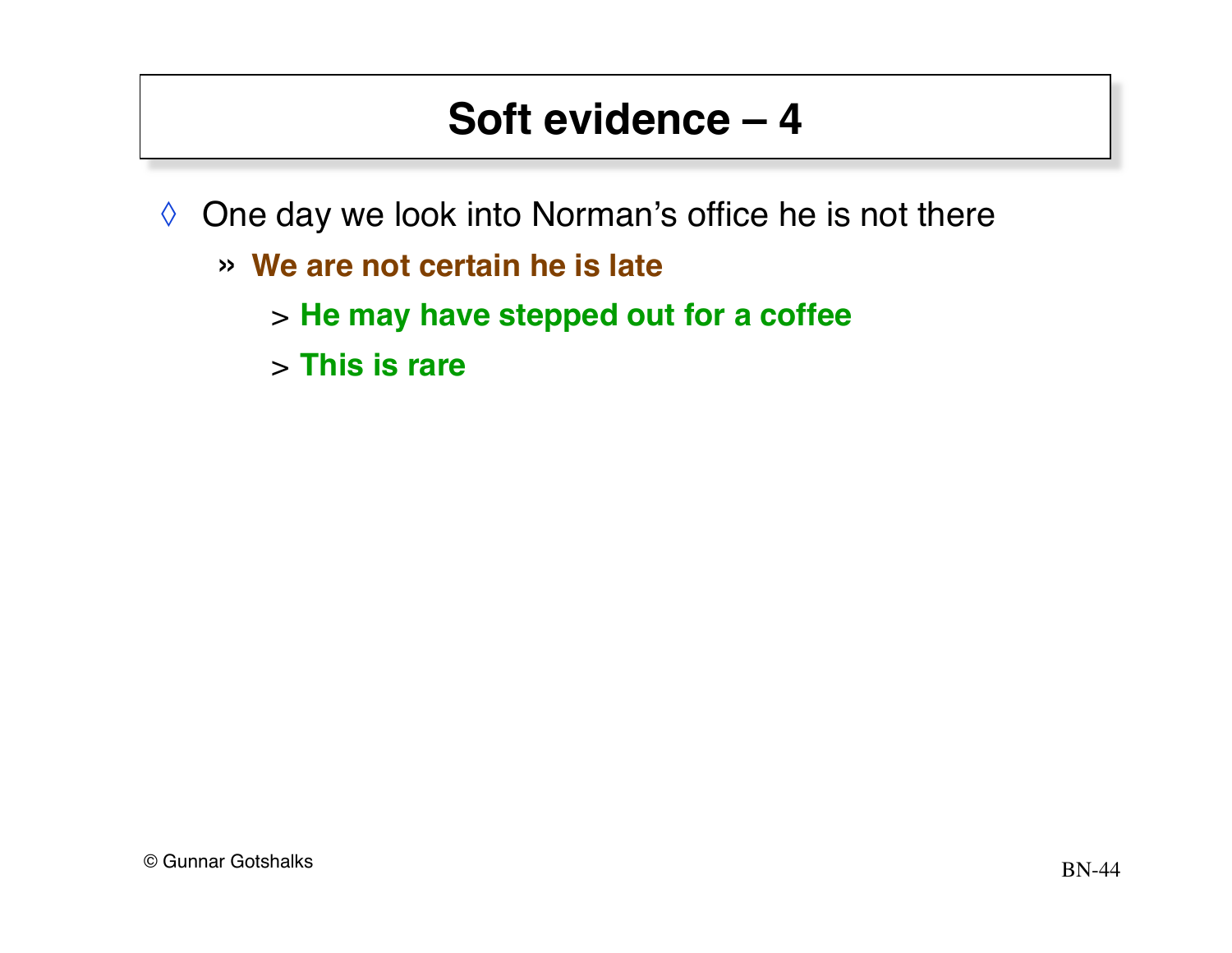# Soft evidence – 4

- One day we look into Norman's office he is not there
  - **We are not certain he is late**
    - **He may have stepped out for a coffee**
    - **This is rare**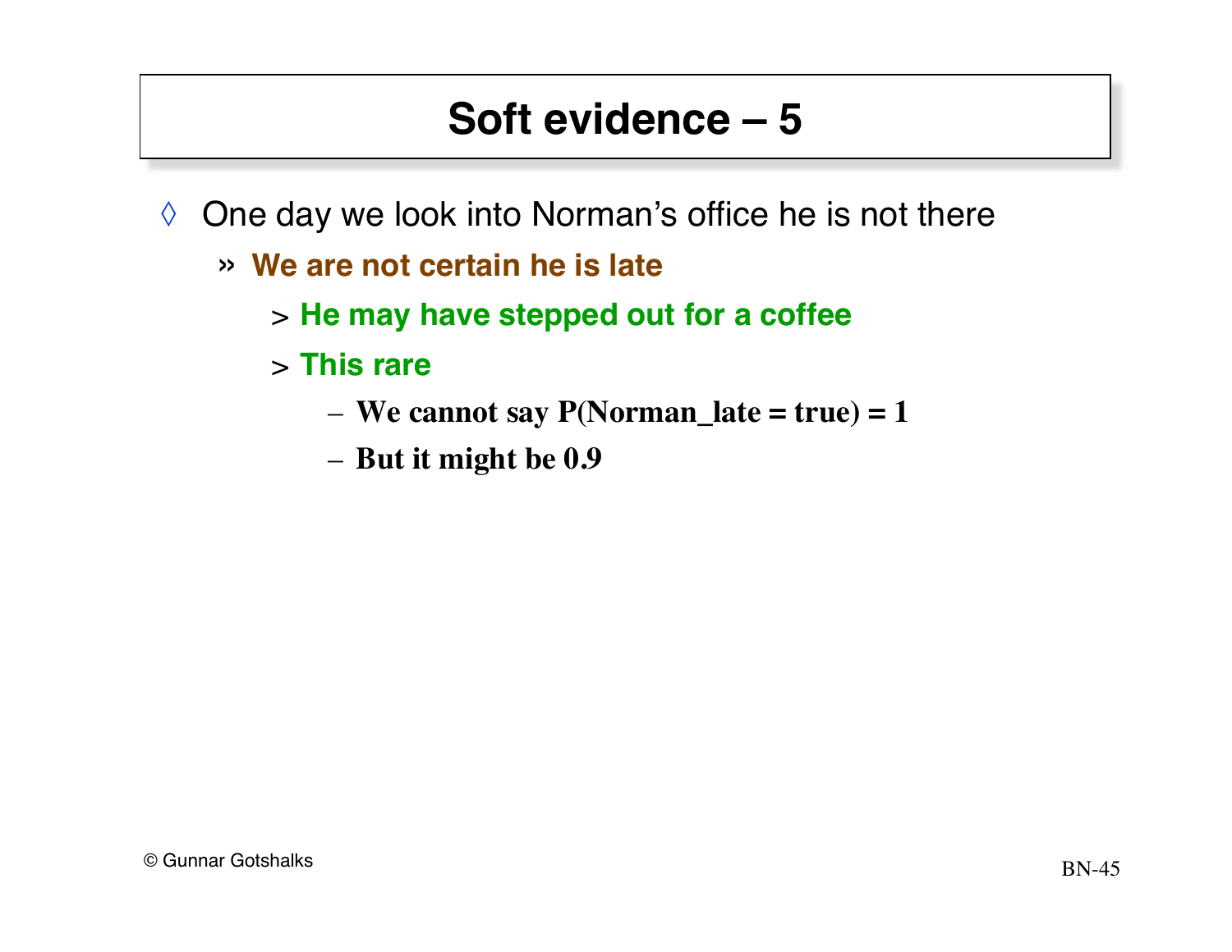# Soft evidence – 5

- One day we look into Norman's office he is not there
  - **We are not certain he is late**
    - **He may have stepped out for a coffee**
    - **This rare**
      - **We cannot say P(Norman_late = true) = 1**
      - **But it might be 0.9**

© Gunnar Gotshalks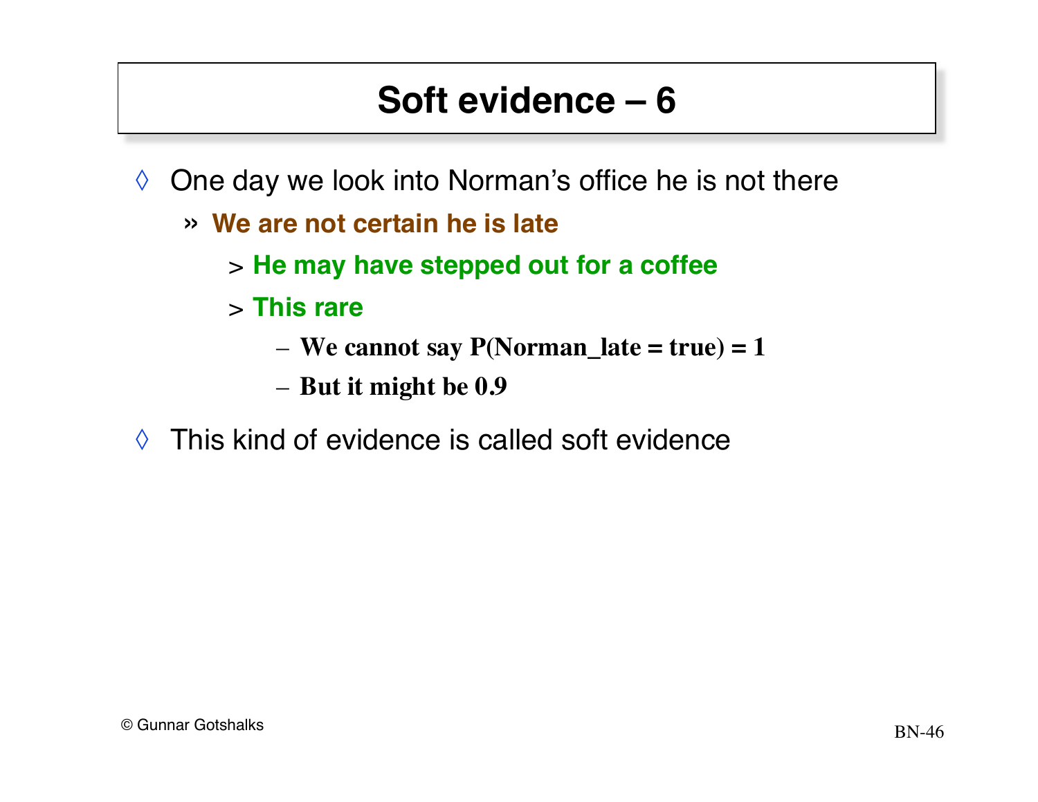# Soft evidence – 6

- One day we look into Norman's office he is not there
  - **We are not certain he is late**
    - **He may have stepped out for a coffee**
    - **This rare**
      - **We cannot say P(Norman_late = true) = 1**
      - **But it might be 0.9**
- This kind of evidence is called soft evidence

© Gunnar Gotshalks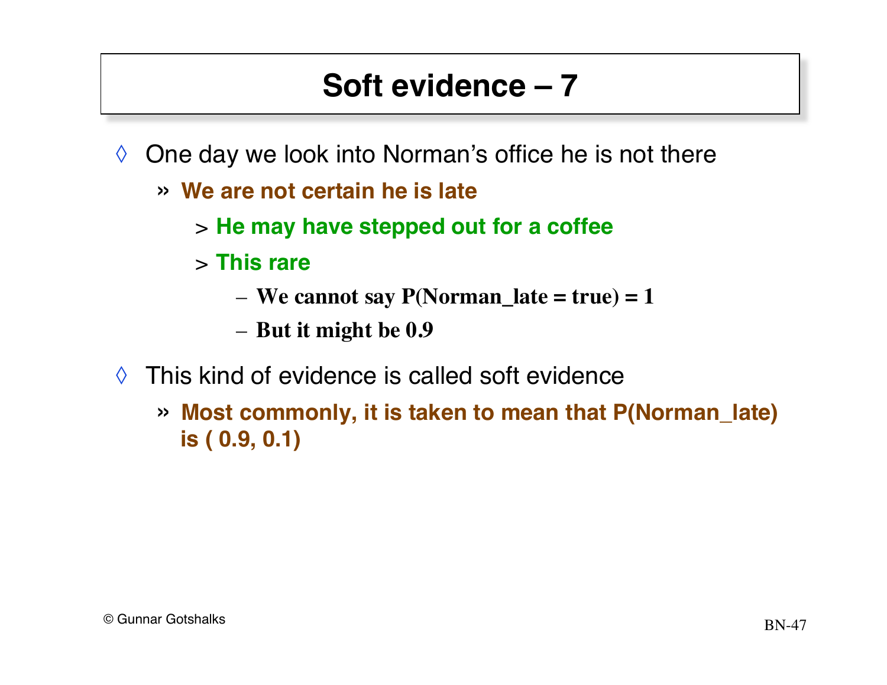# Soft evidence – 7

- One day we look into Norman's office he is not there
  - **We are not certain he is late**
    - **He may have stepped out for a coffee**
    - **This rare**
      - **We cannot say P(Norman_late = true) = 1**
      - **But it might be 0.9**
- This kind of evidence is called soft evidence
  - **Most commonly, it is taken to mean that P(Norman_late) is ( 0.9, 0.1)**

© Gunnar Gotshalks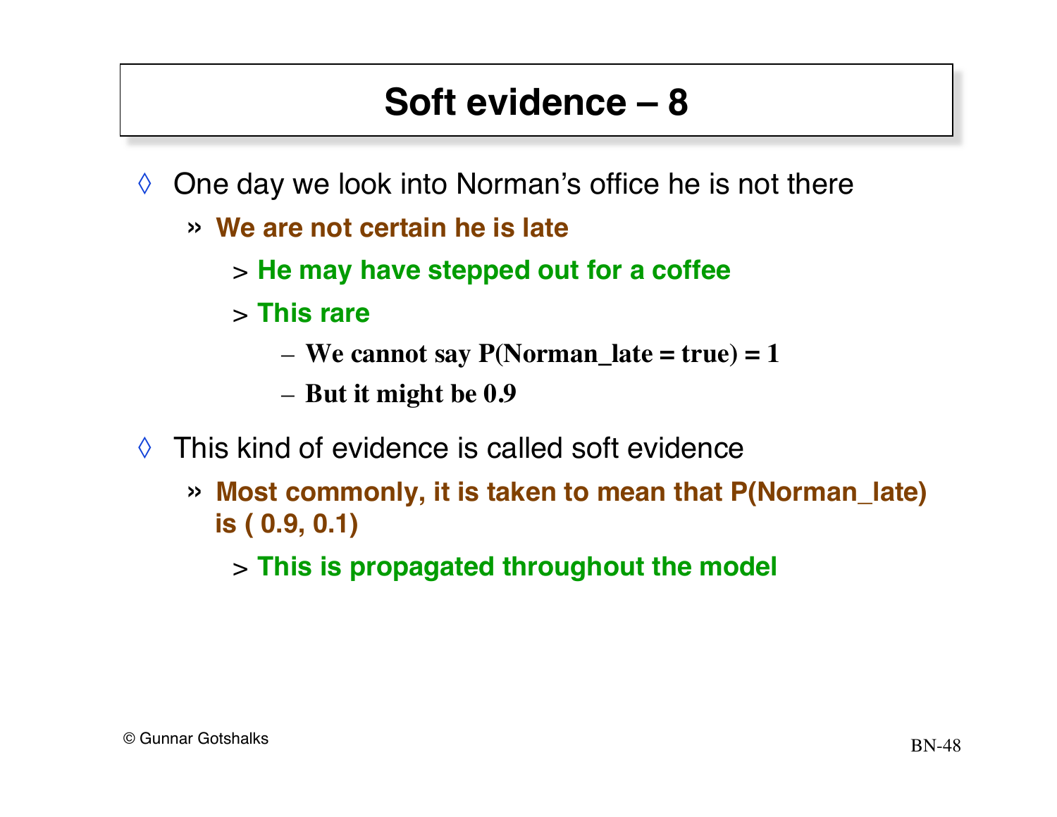# Soft evidence – 8

- One day we look into Norman's office he is not there
  - **We are not certain he is late**
    - **He may have stepped out for a coffee**
    - **This rare**
      - **We cannot say P(Norman_late = true) = 1**
      - **But it might be 0.9**
- This kind of evidence is called soft evidence
  - **Most commonly, it is taken to mean that P(Norman_late) is ( 0.9, 0.1)**
    - **This is propagated throughout the model**

© Gunnar Gotshalks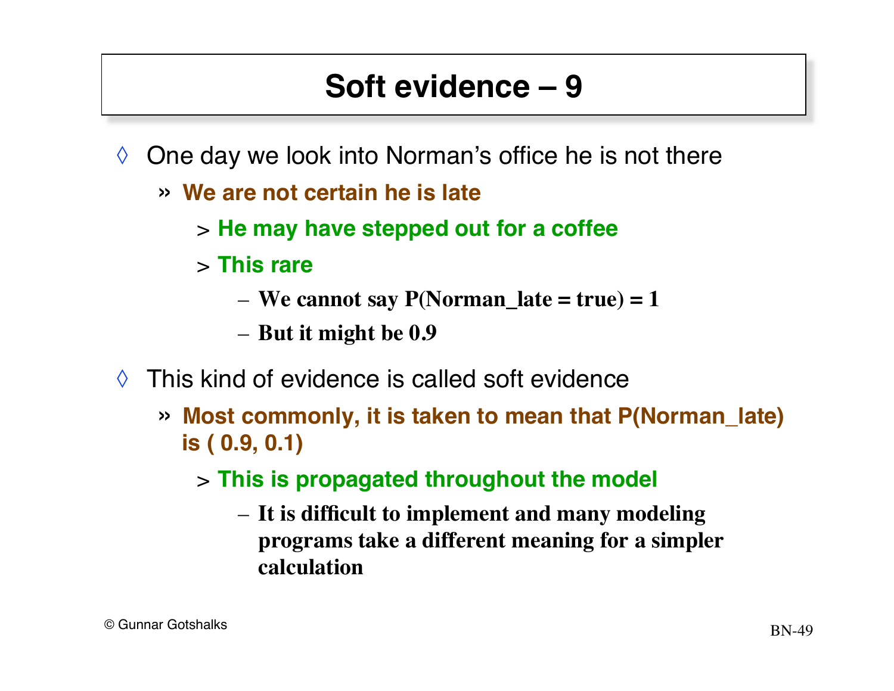# Soft evidence – 9

- One day we look into Norman's office he is not there
  - **We are not certain he is late**
    - **He may have stepped out for a coffee**
    - **This rare**
      - **We cannot say P(Norman_late = true) = 1**
      - **But it might be 0.9**
- This kind of evidence is called soft evidence
  - **Most commonly, it is taken to mean that P(Norman_late) is ( 0.9, 0.1)**
    - **This is propagated throughout the model**
      - **It is difficult to implement and many modeling programs take a different meaning for a simpler calculation**

© Gunnar Gotshalks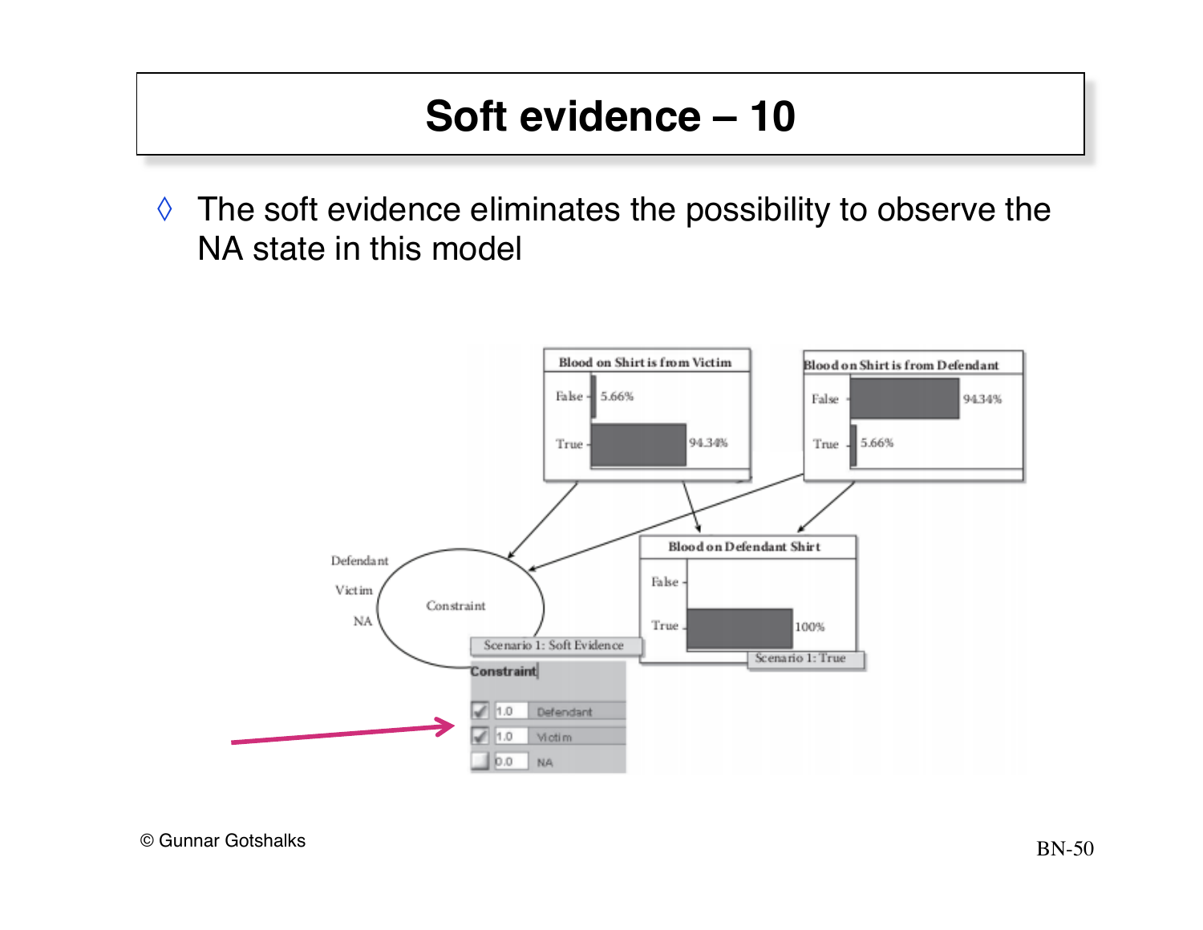# Soft evidence – 10

◊ The soft evidence eliminates the possibility to observe the NA state in this model

Blood on Shirt is from Victim
False 5.66%
True 94.34%

Blood on Shirt is from Defendant
False 94.34%
True 5.66%

Defendant
Victim
NA
Constraint

Blood on Defendant Shirt
False
True 100%

Scenario 1: True

Scenario 1: Soft Evidence

Constraint
1.0 Defendant
1.0 Victim
0.0 NA

© Gunnar Gotshalks